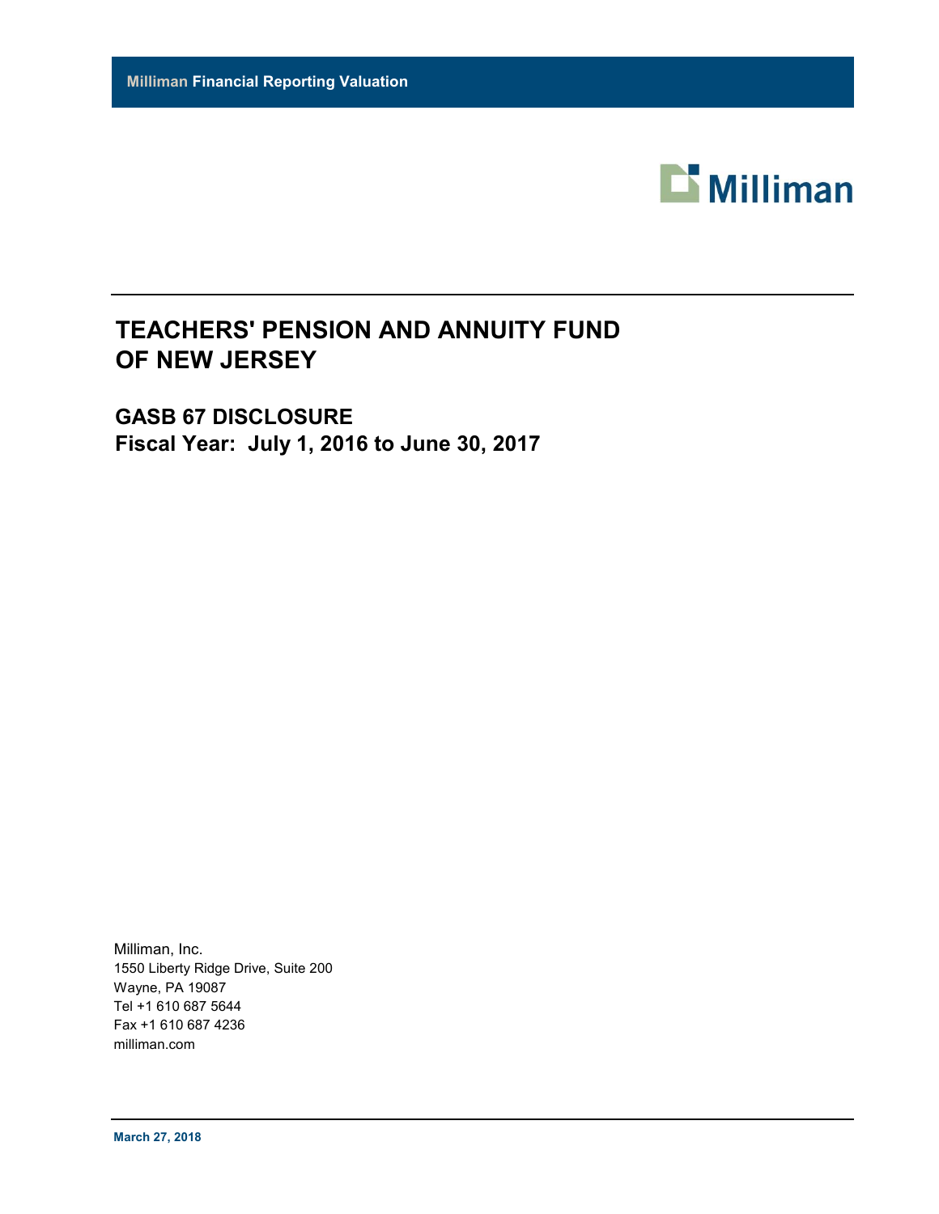**Milliman Financial Reporting Valuation**

Milliman

# TEACHERS' PENSION AND ANNUITY FUND OF NEW JERSEY

## GASB 67 DISCLOSURE
## Fiscal Year: July 1, 2016 to June 30, 2017

Milliman, Inc.
1550 Liberty Ridge Drive, Suite 200
Wayne, PA 19087
Tel +1 610 687 5644
Fax +1 610 687 4236
milliman.com

**March 27, 2018**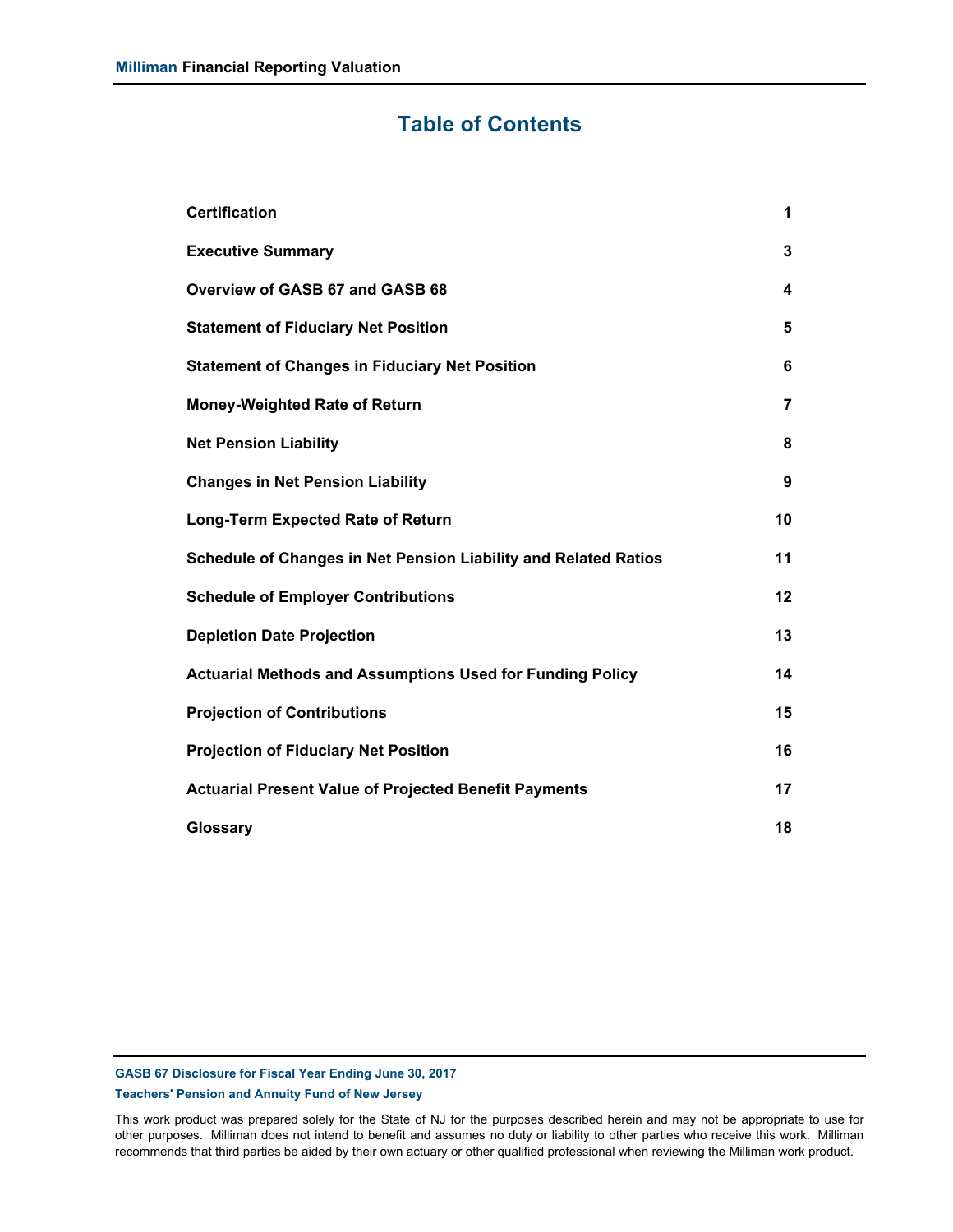# Table of Contents

| | |
|---|---|
| **Certification** | **1** |
| **Executive Summary** | **3** |
| **Overview of GASB 67 and GASB 68** | **4** |
| **Statement of Fiduciary Net Position** | **5** |
| **Statement of Changes in Fiduciary Net Position** | **6** |
| **Money-Weighted Rate of Return** | **7** |
| **Net Pension Liability** | **8** |
| **Changes in Net Pension Liability** | **9** |
| **Long-Term Expected Rate of Return** | **10** |
| **Schedule of Changes in Net Pension Liability and Related Ratios** | **11** |
| **Schedule of Employer Contributions** | **12** |
| **Depletion Date Projection** | **13** |
| **Actuarial Methods and Assumptions Used for Funding Policy** | **14** |
| **Projection of Contributions** | **15** |
| **Projection of Fiduciary Net Position** | **16** |
| **Actuarial Present Value of Projected Benefit Payments** | **17** |
| **Glossary** | **18** |

This work product was prepared solely for the State of NJ for the purposes described herein and may not be appropriate to use for other purposes. Milliman does not intend to benefit and assumes no duty or liability to other parties who receive this work. Milliman recommends that third parties be aided by their own actuary or other qualified professional when reviewing the Milliman work product.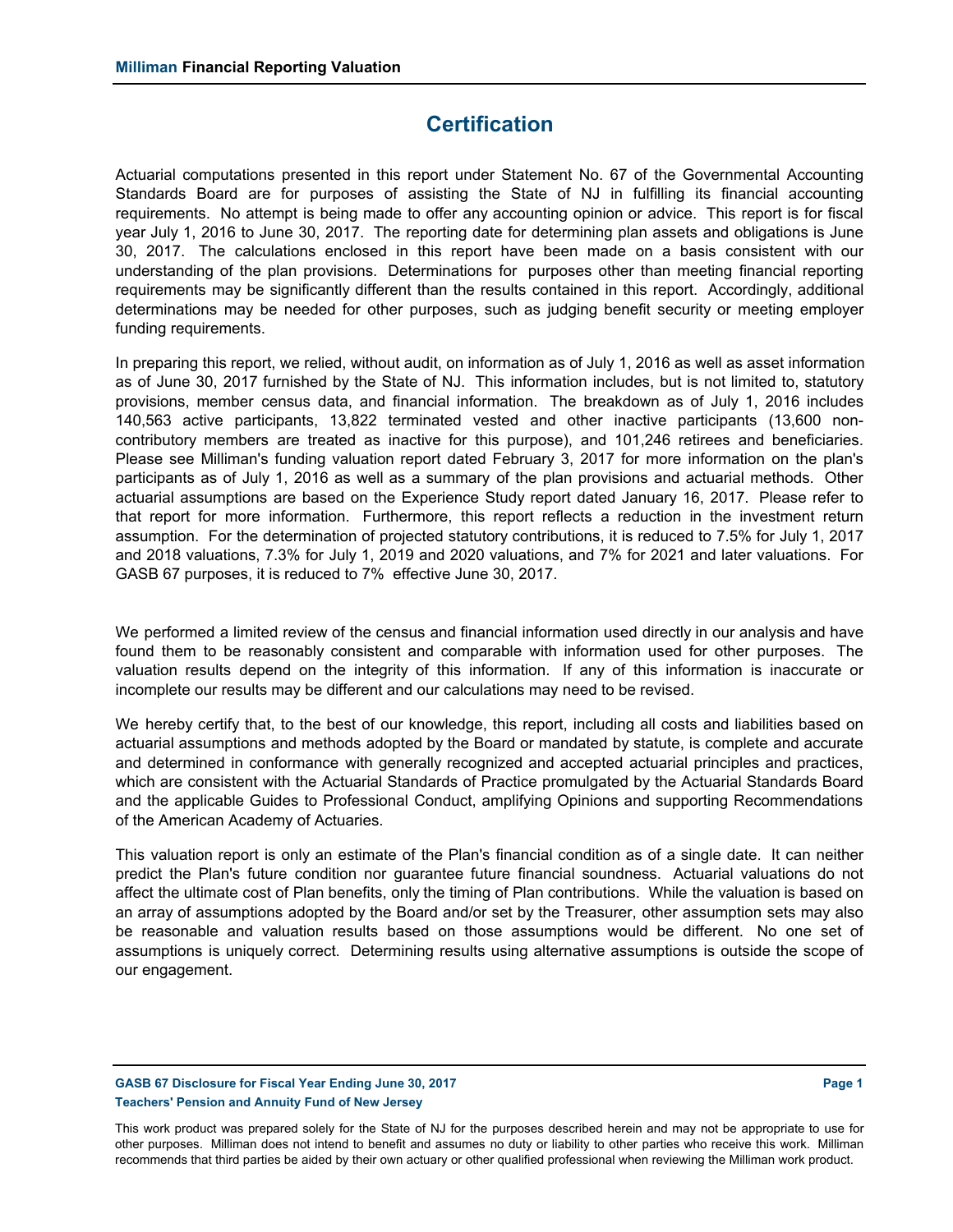# Certification

Actuarial computations presented in this report under Statement No. 67 of the Governmental Accounting Standards Board are for purposes of assisting the State of NJ in fulfilling its financial accounting requirements. No attempt is being made to offer any accounting opinion or advice. This report is for fiscal year July 1, 2016 to June 30, 2017. The reporting date for determining plan assets and obligations is June 30, 2017. The calculations enclosed in this report have been made on a basis consistent with our understanding of the plan provisions. Determinations for purposes other than meeting financial reporting requirements may be significantly different than the results contained in this report. Accordingly, additional determinations may be needed for other purposes, such as judging benefit security or meeting employer funding requirements.

In preparing this report, we relied, without audit, on information as of July 1, 2016 as well as asset information as of June 30, 2017 furnished by the State of NJ. This information includes, but is not limited to, statutory provisions, member census data, and financial information. The breakdown as of July 1, 2016 includes 140,563 active participants, 13,822 terminated vested and other inactive participants (13,600 non-contributory members are treated as inactive for this purpose), and 101,246 retirees and beneficiaries. Please see Milliman's funding valuation report dated February 3, 2017 for more information on the plan's participants as of July 1, 2016 as well as a summary of the plan provisions and actuarial methods. Other actuarial assumptions are based on the Experience Study report dated January 16, 2017. Please refer to that report for more information. Furthermore, this report reflects a reduction in the investment return assumption. For the determination of projected statutory contributions, it is reduced to 7.5% for July 1, 2017 and 2018 valuations, 7.3% for July 1, 2019 and 2020 valuations, and 7% for 2021 and later valuations. For GASB 67 purposes, it is reduced to 7% effective June 30, 2017.

We performed a limited review of the census and financial information used directly in our analysis and have found them to be reasonably consistent and comparable with information used for other purposes. The valuation results depend on the integrity of this information. If any of this information is inaccurate or incomplete our results may be different and our calculations may need to be revised.

We hereby certify that, to the best of our knowledge, this report, including all costs and liabilities based on actuarial assumptions and methods adopted by the Board or mandated by statute, is complete and accurate and determined in conformance with generally recognized and accepted actuarial principles and practices, which are consistent with the Actuarial Standards of Practice promulgated by the Actuarial Standards Board and the applicable Guides to Professional Conduct, amplifying Opinions and supporting Recommendations of the American Academy of Actuaries.

This valuation report is only an estimate of the Plan's financial condition as of a single date. It can neither predict the Plan's future condition nor guarantee future financial soundness. Actuarial valuations do not affect the ultimate cost of Plan benefits, only the timing of Plan contributions. While the valuation is based on an array of assumptions adopted by the Board and/or set by the Treasurer, other assumption sets may also be reasonable and valuation results based on those assumptions would be different. No one set of assumptions is uniquely correct. Determining results using alternative assumptions is outside the scope of our engagement.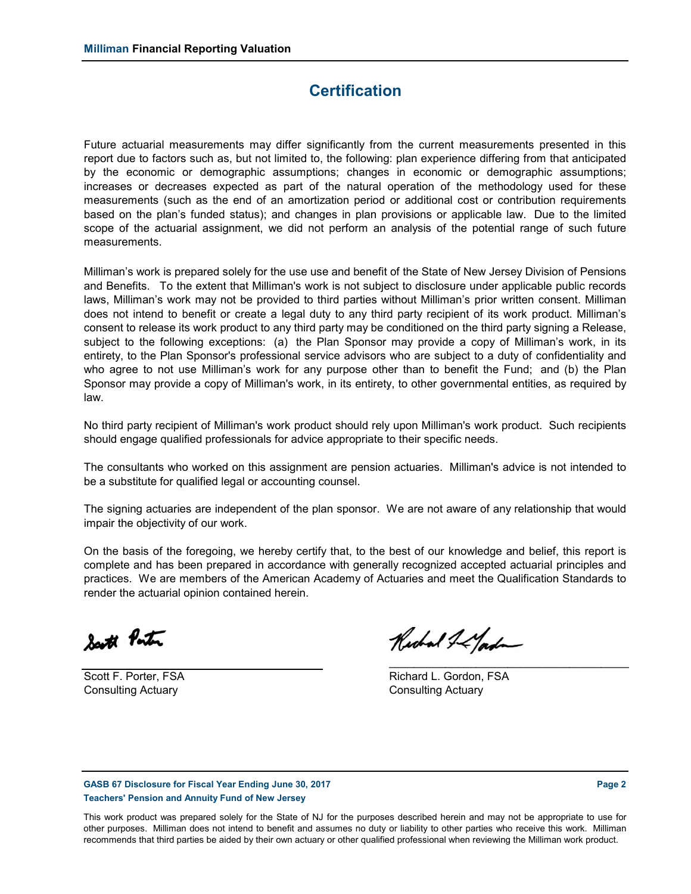## Certification

Future actuarial measurements may differ significantly from the current measurements presented in this report due to factors such as, but not limited to, the following: plan experience differing from that anticipated by the economic or demographic assumptions; changes in economic or demographic assumptions; increases or decreases expected as part of the natural operation of the methodology used for these measurements (such as the end of an amortization period or additional cost or contribution requirements based on the plan's funded status); and changes in plan provisions or applicable law. Due to the limited scope of the actuarial assignment, we did not perform an analysis of the potential range of such future measurements.

Milliman's work is prepared solely for the use use and benefit of the State of New Jersey Division of Pensions and Benefits. To the extent that Milliman's work is not subject to disclosure under applicable public records laws, Milliman's work may not be provided to third parties without Milliman's prior written consent. Milliman does not intend to benefit or create a legal duty to any third party recipient of its work product. Milliman's consent to release its work product to any third party may be conditioned on the third party signing a Release, subject to the following exceptions: (a) the Plan Sponsor may provide a copy of Milliman's work, in its entirety, to the Plan Sponsor's professional service advisors who are subject to a duty of confidentiality and who agree to not use Milliman's work for any purpose other than to benefit the Fund; and (b) the Plan Sponsor may provide a copy of Milliman's work, in its entirety, to other governmental entities, as required by law.

No third party recipient of Milliman's work product should rely upon Milliman's work product. Such recipients should engage qualified professionals for advice appropriate to their specific needs.

The consultants who worked on this assignment are pension actuaries. Milliman's advice is not intended to be a substitute for qualified legal or accounting counsel.

The signing actuaries are independent of the plan sponsor. We are not aware of any relationship that would impair the objectivity of our work.

On the basis of the foregoing, we hereby certify that, to the best of our knowledge and belief, this report is complete and has been prepared in accordance with generally recognized accepted actuarial principles and practices. We are members of the American Academy of Actuaries and meet the Qualification Standards to render the actuarial opinion contained herein.

Scott F. Porter, FSA
Consulting Actuary

Richard L. Gordon, FSA
Consulting Actuary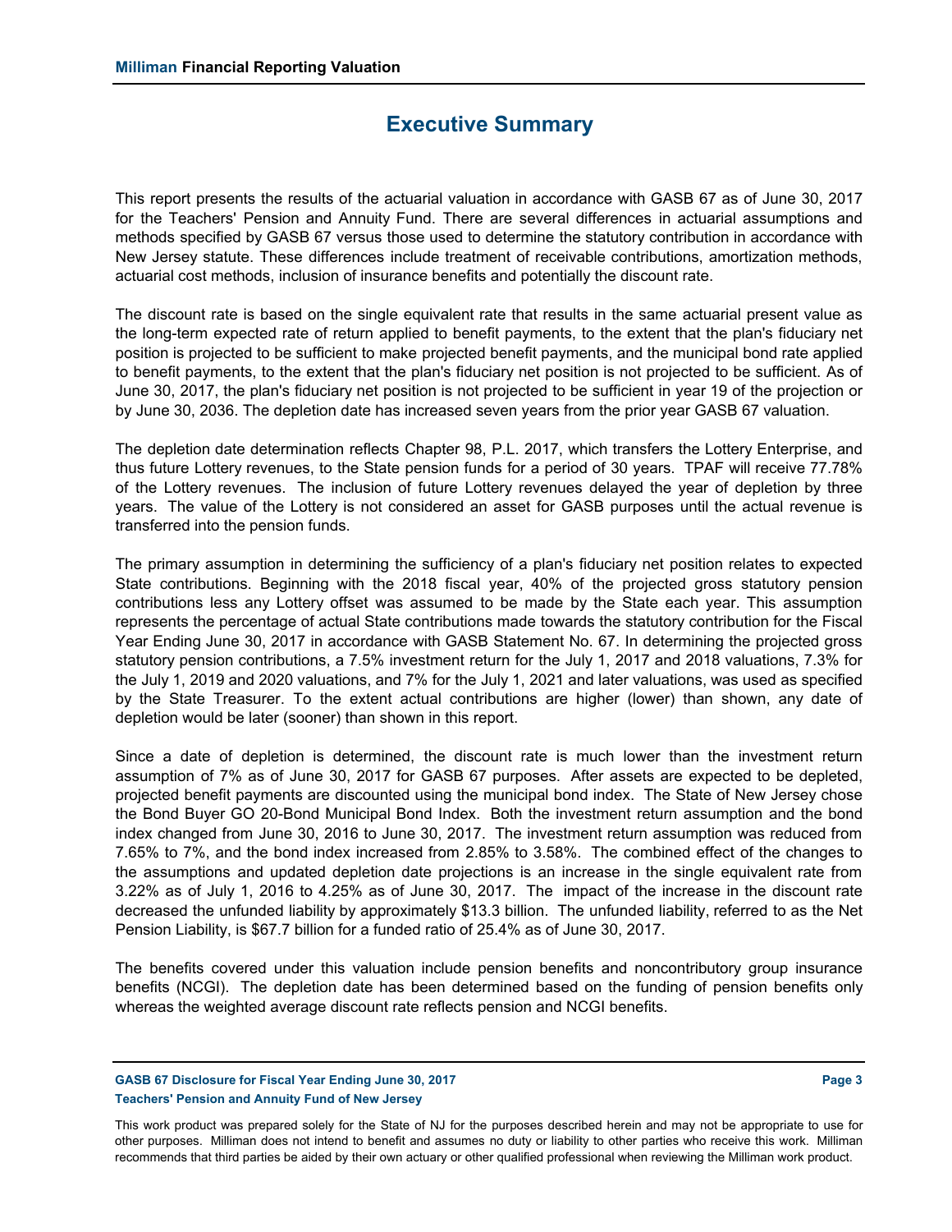# Executive Summary

This report presents the results of the actuarial valuation in accordance with GASB 67 as of June 30, 2017 for the Teachers' Pension and Annuity Fund. There are several differences in actuarial assumptions and methods specified by GASB 67 versus those used to determine the statutory contribution in accordance with New Jersey statute. These differences include treatment of receivable contributions, amortization methods, actuarial cost methods, inclusion of insurance benefits and potentially the discount rate.

The discount rate is based on the single equivalent rate that results in the same actuarial present value as the long-term expected rate of return applied to benefit payments, to the extent that the plan's fiduciary net position is projected to be sufficient to make projected benefit payments, and the municipal bond rate applied to benefit payments, to the extent that the plan's fiduciary net position is not projected to be sufficient. As of June 30, 2017, the plan's fiduciary net position is not projected to be sufficient in year 19 of the projection or by June 30, 2036. The depletion date has increased seven years from the prior year GASB 67 valuation.

The depletion date determination reflects Chapter 98, P.L. 2017, which transfers the Lottery Enterprise, and thus future Lottery revenues, to the State pension funds for a period of 30 years. TPAF will receive 77.78% of the Lottery revenues. The inclusion of future Lottery revenues delayed the year of depletion by three years. The value of the Lottery is not considered an asset for GASB purposes until the actual revenue is transferred into the pension funds.

The primary assumption in determining the sufficiency of a plan's fiduciary net position relates to expected State contributions. Beginning with the 2018 fiscal year, 40% of the projected gross statutory pension contributions less any Lottery offset was assumed to be made by the State each year. This assumption represents the percentage of actual State contributions made towards the statutory contribution for the Fiscal Year Ending June 30, 2017 in accordance with GASB Statement No. 67. In determining the projected gross statutory pension contributions, a 7.5% investment return for the July 1, 2017 and 2018 valuations, 7.3% for the July 1, 2019 and 2020 valuations, and 7% for the July 1, 2021 and later valuations, was used as specified by the State Treasurer. To the extent actual contributions are higher (lower) than shown, any date of depletion would be later (sooner) than shown in this report.

Since a date of depletion is determined, the discount rate is much lower than the investment return assumption of 7% as of June 30, 2017 for GASB 67 purposes. After assets are expected to be depleted, projected benefit payments are discounted using the municipal bond index. The State of New Jersey chose the Bond Buyer GO 20-Bond Municipal Bond Index. Both the investment return assumption and the bond index changed from June 30, 2016 to June 30, 2017. The investment return assumption was reduced from 7.65% to 7%, and the bond index increased from 2.85% to 3.58%. The combined effect of the changes to the assumptions and updated depletion date projections is an increase in the single equivalent rate from 3.22% as of July 1, 2016 to 4.25% as of June 30, 2017. The impact of the increase in the discount rate decreased the unfunded liability by approximately $13.3 billion. The unfunded liability, referred to as the Net Pension Liability, is $67.7 billion for a funded ratio of 25.4% as of June 30, 2017.

The benefits covered under this valuation include pension benefits and noncontributory group insurance benefits (NCGI). The depletion date has been determined based on the funding of pension benefits only whereas the weighted average discount rate reflects pension and NCGI benefits.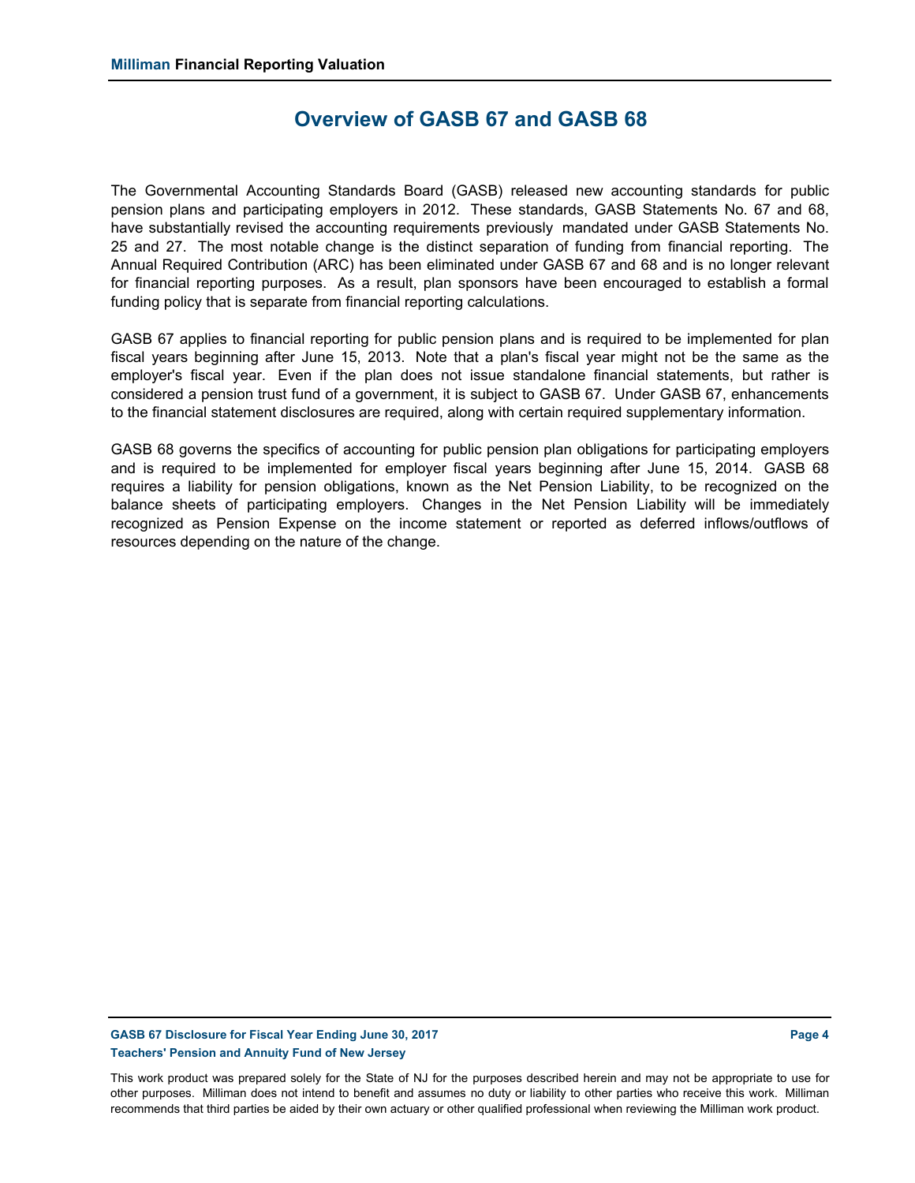# Overview of GASB 67 and GASB 68

The Governmental Accounting Standards Board (GASB) released new accounting standards for public pension plans and participating employers in 2012. These standards, GASB Statements No. 67 and 68, have substantially revised the accounting requirements previously mandated under GASB Statements No. 25 and 27. The most notable change is the distinct separation of funding from financial reporting. The Annual Required Contribution (ARC) has been eliminated under GASB 67 and 68 and is no longer relevant for financial reporting purposes. As a result, plan sponsors have been encouraged to establish a formal funding policy that is separate from financial reporting calculations.

GASB 67 applies to financial reporting for public pension plans and is required to be implemented for plan fiscal years beginning after June 15, 2013. Note that a plan's fiscal year might not be the same as the employer's fiscal year. Even if the plan does not issue standalone financial statements, but rather is considered a pension trust fund of a government, it is subject to GASB 67. Under GASB 67, enhancements to the financial statement disclosures are required, along with certain required supplementary information.

GASB 68 governs the specifics of accounting for public pension plan obligations for participating employers and is required to be implemented for employer fiscal years beginning after June 15, 2014. GASB 68 requires a liability for pension obligations, known as the Net Pension Liability, to be recognized on the balance sheets of participating employers. Changes in the Net Pension Liability will be immediately recognized as Pension Expense on the income statement or reported as deferred inflows/outflows of resources depending on the nature of the change.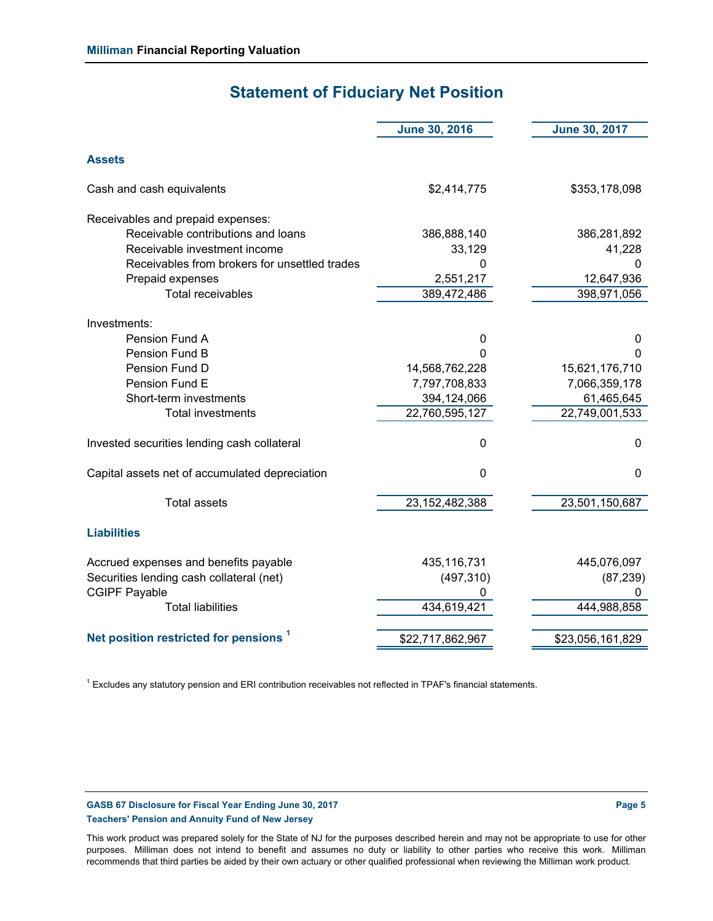# Statement of Fiduciary Net Position

| | June 30, 2016 | June 30, 2017 |
|---|---|---|
| **Assets** | | |
| Cash and cash equivalents | $2,414,775 | $353,178,098 |
| Receivables and prepaid expenses: | | |
| Receivable contributions and loans | 386,888,140 | 386,281,892 |
| Receivable investment income | 33,129 | 41,228 |
| Receivables from brokers for unsettled trades | 0 | 0 |
| Prepaid expenses | 2,551,217 | 12,647,936 |
| Total receivables | 389,472,486 | 398,971,056 |
| Investments: | | |
| Pension Fund A | 0 | 0 |
| Pension Fund B | 0 | 0 |
| Pension Fund D | 14,568,762,228 | 15,621,176,710 |
| Pension Fund E | 7,797,708,833 | 7,066,359,178 |
| Short-term investments | 394,124,066 | 61,465,645 |
| Total investments | 22,760,595,127 | 22,749,001,533 |
| Invested securities lending cash collateral | 0 | 0 |
| Capital assets net of accumulated depreciation | 0 | 0 |
| Total assets | 23,152,482,388 | 23,501,150,687 |
| **Liabilities** | | |
| Accrued expenses and benefits payable | 435,116,731 | 445,076,097 |
| Securities lending cash collateral (net) | (497,310) | (87,239) |
| CGIPF Payable | 0 | 0 |
| Total liabilities | 434,619,421 | 444,988,858 |
| **Net position restricted for pensions [1]** | $22,717,862,967 | $23,056,161,829 |

[1] Excludes any statutory pension and ERI contribution receivables not reflected in TPAF's financial statements.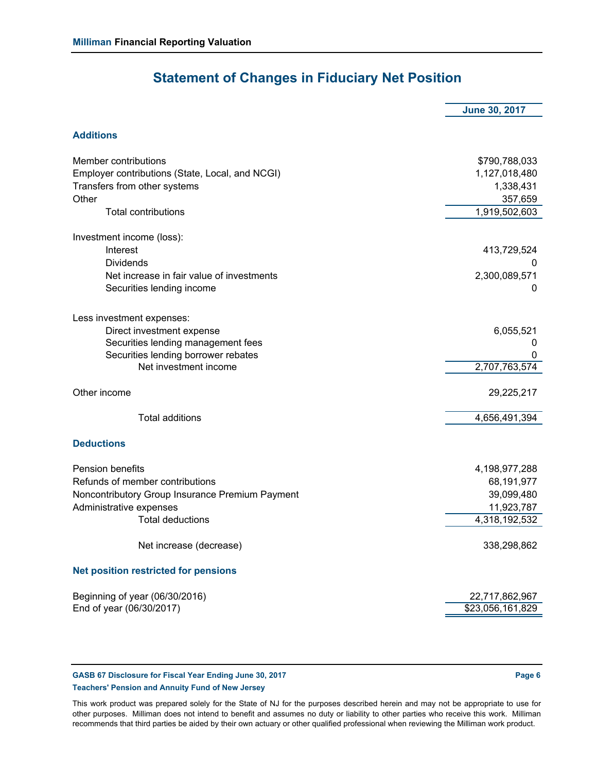# Statement of Changes in Fiduciary Net Position

| | June 30, 2017 |
|---|---|
| **Additions** | |
| Member contributions | $790,788,033 |
| Employer contributions (State, Local, and NCGI) | 1,127,018,480 |
| Transfers from other systems | 1,338,431 |
| Other | 357,659 |
| Total contributions | 1,919,502,603 |
| Investment income (loss): | |
| Interest | 413,729,524 |
| Dividends | 0 |
| Net increase in fair value of investments | 2,300,089,571 |
| Securities lending income | 0 |
| Less investment expenses: | |
| Direct investment expense | 6,055,521 |
| Securities lending management fees | 0 |
| Securities lending borrower rebates | 0 |
| Net investment income | 2,707,763,574 |
| Other income | 29,225,217 |
| Total additions | 4,656,491,394 |
| **Deductions** | |
| Pension benefits | 4,198,977,288 |
| Refunds of member contributions | 68,191,977 |
| Noncontributory Group Insurance Premium Payment | 39,099,480 |
| Administrative expenses | 11,923,787 |
| Total deductions | 4,318,192,532 |
| Net increase (decrease) | 338,298,862 |
| **Net position restricted for pensions** | |
| Beginning of year (06/30/2016) | 22,717,862,967 |
| End of year (06/30/2017) | $23,056,161,829 |

This work product was prepared solely for the State of NJ for the purposes described herein and may not be appropriate to use for other purposes. Milliman does not intend to benefit and assumes no duty or liability to other parties who receive this work. Milliman recommends that third parties be aided by their own actuary or other qualified professional when reviewing the Milliman work product.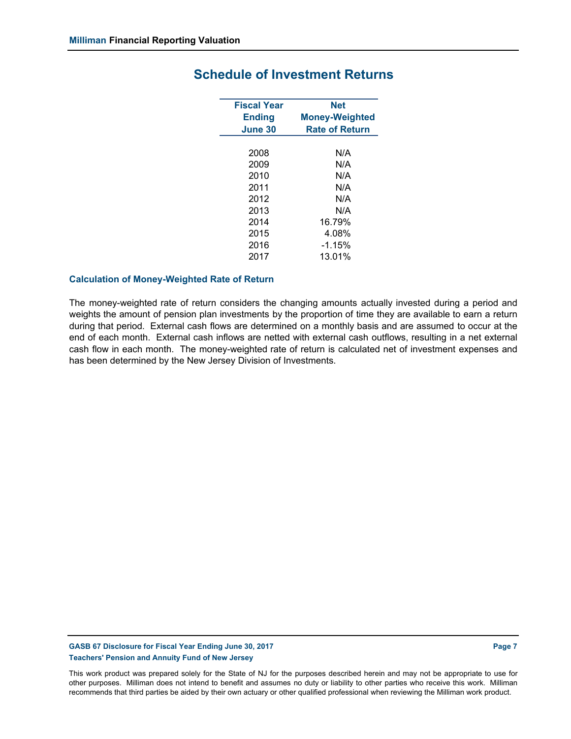## Schedule of Investment Returns

| Fiscal Year Ending June 30 | Net Money-Weighted Rate of Return |
|---|---|
| 2008 | N/A |
| 2009 | N/A |
| 2010 | N/A |
| 2011 | N/A |
| 2012 | N/A |
| 2013 | N/A |
| 2014 | 16.79% |
| 2015 | 4.08% |
| 2016 | -1.15% |
| 2017 | 13.01% |

### Calculation of Money-Weighted Rate of Return

The money-weighted rate of return considers the changing amounts actually invested during a period and weights the amount of pension plan investments by the proportion of time they are available to earn a return during that period. External cash flows are determined on a monthly basis and are assumed to occur at the end of each month. External cash inflows are netted with external cash outflows, resulting in a net external cash flow in each month. The money-weighted rate of return is calculated net of investment expenses and has been determined by the New Jersey Division of Investments.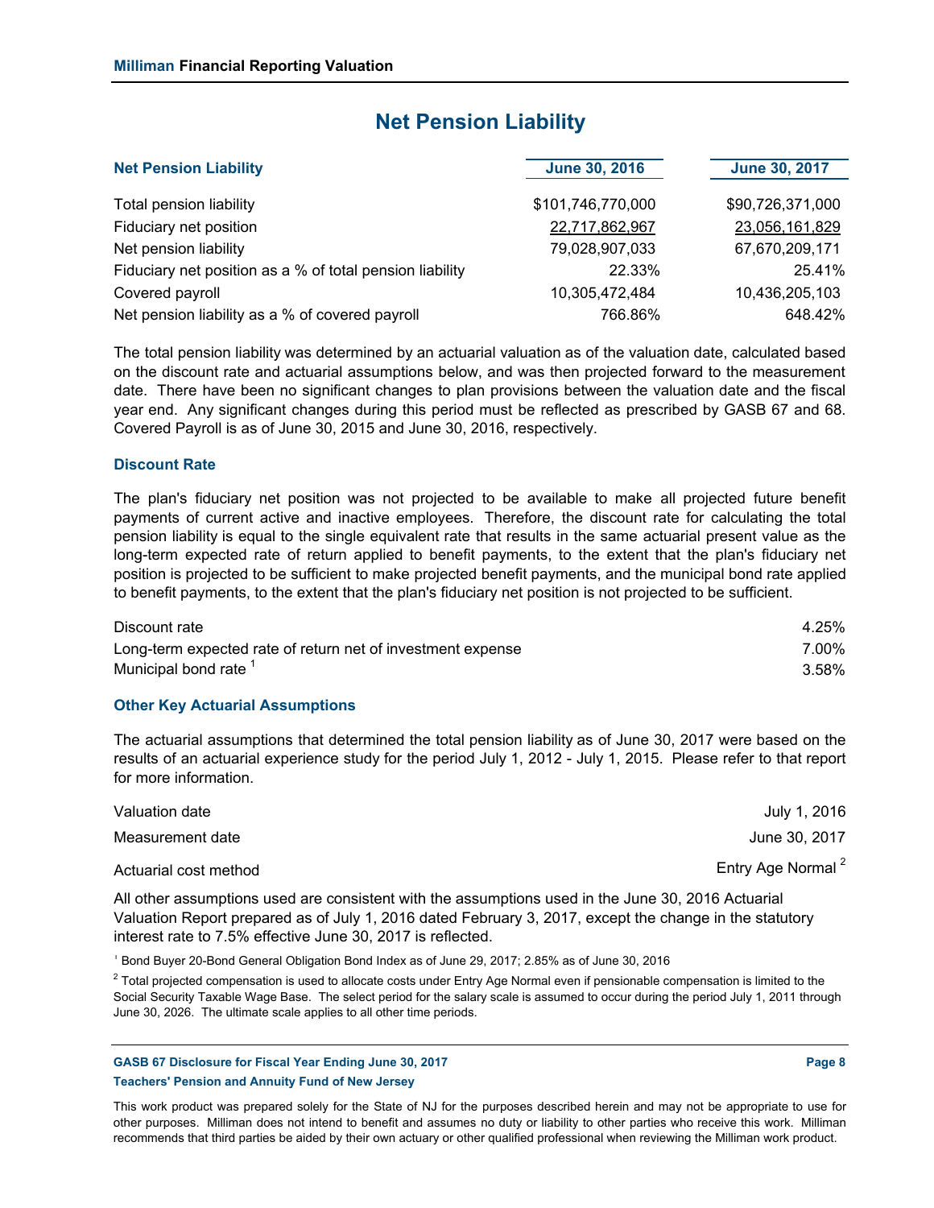# Net Pension Liability

| Net Pension Liability | June 30, 2016 | June 30, 2017 |
|---|---|---|
| Total pension liability | $101,746,770,000 | $90,726,371,000 |
| Fiduciary net position | 22,717,862,967 | 23,056,161,829 |
| Net pension liability | 79,028,907,033 | 67,670,209,171 |
| Fiduciary net position as a % of total pension liability | 22.33% | 25.41% |
| Covered payroll | 10,305,472,484 | 10,436,205,103 |
| Net pension liability as a % of covered payroll | 766.86% | 648.42% |

The total pension liability was determined by an actuarial valuation as of the valuation date, calculated based on the discount rate and actuarial assumptions below, and was then projected forward to the measurement date. There have been no significant changes to plan provisions between the valuation date and the fiscal year end. Any significant changes during this period must be reflected as prescribed by GASB 67 and 68. Covered Payroll is as of June 30, 2015 and June 30, 2016, respectively.

## Discount Rate

The plan's fiduciary net position was not projected to be available to make all projected future benefit payments of current active and inactive employees. Therefore, the discount rate for calculating the total pension liability is equal to the single equivalent rate that results in the same actuarial present value as the long-term expected rate of return applied to benefit payments, to the extent that the plan's fiduciary net position is projected to be sufficient to make projected benefit payments, and the municipal bond rate applied to benefit payments, to the extent that the plan's fiduciary net position is not projected to be sufficient.

| | |
|---|---|
| Discount rate | 4.25% |
| Long-term expected rate of return net of investment expense | 7.00% |
| Municipal bond rate [1] | 3.58% |

## Other Key Actuarial Assumptions

The actuarial assumptions that determined the total pension liability as of June 30, 2017 were based on the results of an actuarial experience study for the period July 1, 2012 - July 1, 2015. Please refer to that report for more information.

| | |
|---|---|
| Valuation date | July 1, 2016 |
| Measurement date | June 30, 2017 |
| Actuarial cost method | Entry Age Normal [2] |

All other assumptions used are consistent with the assumptions used in the June 30, 2016 Actuarial Valuation Report prepared as of July 1, 2016 dated February 3, 2017, except the change in the statutory interest rate to 7.5% effective June 30, 2017 is reflected.

[1] Bond Buyer 20-Bond General Obligation Bond Index as of June 29, 2017; 2.85% as of June 30, 2016

[2] Total projected compensation is used to allocate costs under Entry Age Normal even if pensionable compensation is limited to the Social Security Taxable Wage Base. The select period for the salary scale is assumed to occur during the period July 1, 2011 through June 30, 2026. The ultimate scale applies to all other time periods.

This work product was prepared solely for the State of NJ for the purposes described herein and may not be appropriate to use for other purposes. Milliman does not intend to benefit and assumes no duty or liability to other parties who receive this work. Milliman recommends that third parties be aided by their own actuary or other qualified professional when reviewing the Milliman work product.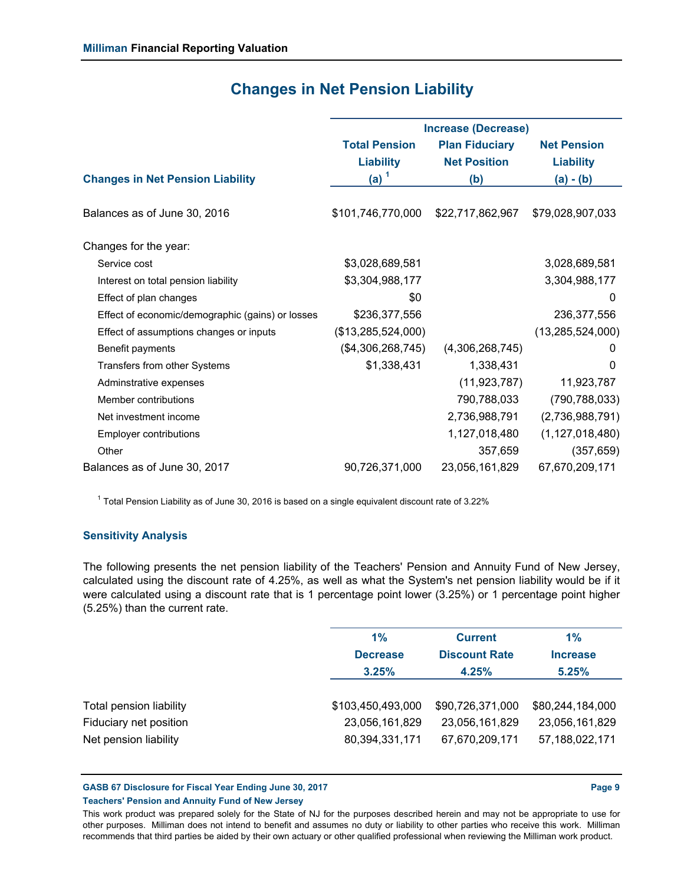# Changes in Net Pension Liability

| Changes in Net Pension Liability | Increase (Decrease) Total Pension Liability (a) [1] | Plan Fiduciary Net Position (b) | Net Pension Liability (a) - (b) |
|---|---|---|---|
| Balances as of June 30, 2016 | $101,746,770,000 | $22,717,862,967 | $79,028,907,033 |
| Changes for the year: | | | |
| Service cost | $3,028,689,581 | | 3,028,689,581 |
| Interest on total pension liability | $3,304,988,177 | | 3,304,988,177 |
| Effect of plan changes | $0 | | 0 |
| Effect of economic/demographic (gains) or losses | $236,377,556 | | 236,377,556 |
| Effect of assumptions changes or inputs | ($13,285,524,000) | | (13,285,524,000) |
| Benefit payments | ($4,306,268,745) | (4,306,268,745) | 0 |
| Transfers from other Systems | $1,338,431 | 1,338,431 | 0 |
| Adminstrative expenses | | (11,923,787) | 11,923,787 |
| Member contributions | | 790,788,033 | (790,788,033) |
| Net investment income | | 2,736,988,791 | (2,736,988,791) |
| Employer contributions | | 1,127,018,480 | (1,127,018,480) |
| Other | | 357,659 | (357,659) |
| Balances as of June 30, 2017 | 90,726,371,000 | 23,056,161,829 | 67,670,209,171 |

[1] Total Pension Liability as of June 30, 2016 is based on a single equivalent discount rate of 3.22%

### Sensitivity Analysis

The following presents the net pension liability of the Teachers' Pension and Annuity Fund of New Jersey, calculated using the discount rate of 4.25%, as well as what the System's net pension liability would be if it were calculated using a discount rate that is 1 percentage point lower (3.25%) or 1 percentage point higher (5.25%) than the current rate.

| | 1% Decrease 3.25% | Current Discount Rate 4.25% | 1% Increase 5.25% |
|---|---|---|---|
| Total pension liability | $103,450,493,000 | $90,726,371,000 | $80,244,184,000 |
| Fiduciary net position | 23,056,161,829 | 23,056,161,829 | 23,056,161,829 |
| Net pension liability | 80,394,331,171 | 67,670,209,171 | 57,188,022,171 |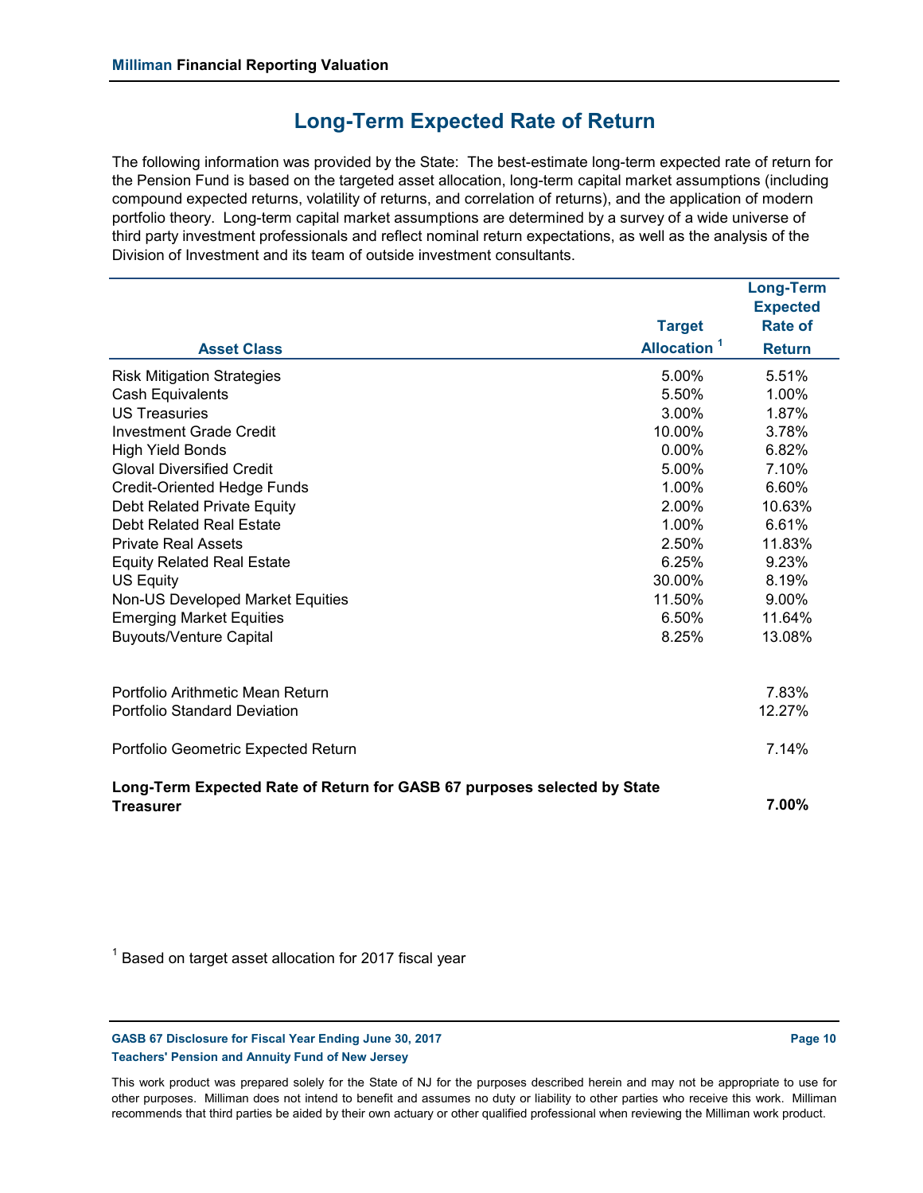# Long-Term Expected Rate of Return

The following information was provided by the State: The best-estimate long-term expected rate of return for the Pension Fund is based on the targeted asset allocation, long-term capital market assumptions (including compound expected returns, volatility of returns, and correlation of returns), and the application of modern portfolio theory. Long-term capital market assumptions are determined by a survey of a wide universe of third party investment professionals and reflect nominal return expectations, as well as the analysis of the Division of Investment and its team of outside investment consultants.

| Asset Class | Target Allocation [1] | Long-Term Expected Rate of Return |
|---|---|---|
| Risk Mitigation Strategies | 5.00% | 5.51% |
| Cash Equivalents | 5.50% | 1.00% |
| US Treasuries | 3.00% | 1.87% |
| Investment Grade Credit | 10.00% | 3.78% |
| High Yield Bonds | 0.00% | 6.82% |
| Gloval Diversified Credit | 5.00% | 7.10% |
| Credit-Oriented Hedge Funds | 1.00% | 6.60% |
| Debt Related Private Equity | 2.00% | 10.63% |
| Debt Related Real Estate | 1.00% | 6.61% |
| Private Real Assets | 2.50% | 11.83% |
| Equity Related Real Estate | 6.25% | 9.23% |
| US Equity | 30.00% | 8.19% |
| Non-US Developed Market Equities | 11.50% | 9.00% |
| Emerging Market Equities | 6.50% | 11.64% |
| Buyouts/Venture Capital | 8.25% | 13.08% |
| | | |
| Portfolio Arithmetic Mean Return | | 7.83% |
| Portfolio Standard Deviation | | 12.27% |
| | | |
| Portfolio Geometric Expected Return | | 7.14% |
| | | |
| **Long-Term Expected Rate of Return for GASB 67 purposes selected by State Treasurer** | | **7.00%** |

[1] Based on target asset allocation for 2017 fiscal year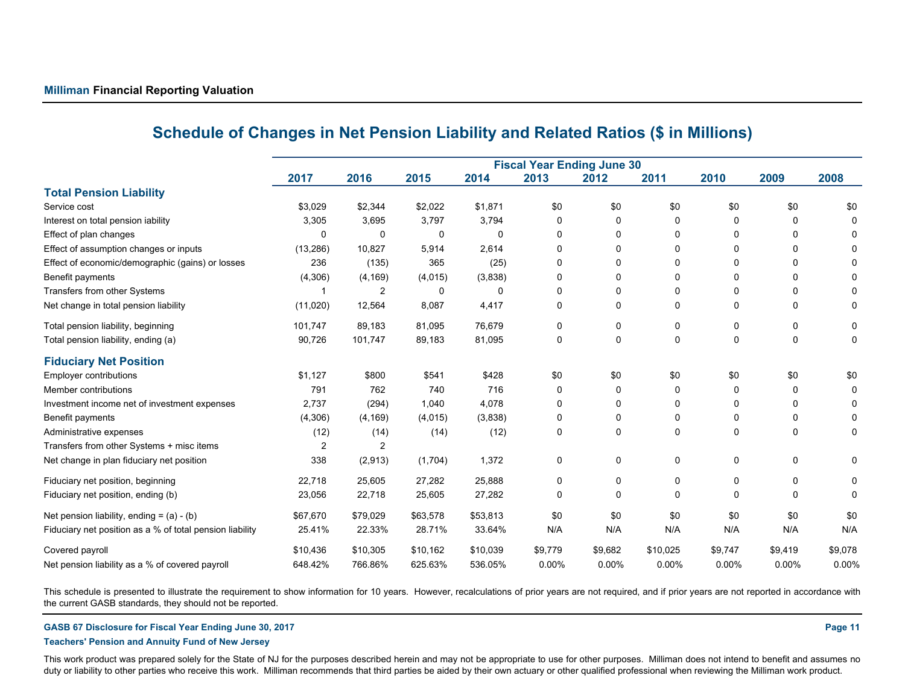# Schedule of Changes in Net Pension Liability and Related Ratios ($ in Millions)

| | Fiscal Year Ending June 30 | | | | | | | | | |
|---|---|---|---|---|---|---|---|---|---|---|
| | 2017 | 2016 | 2015 | 2014 | 2013 | 2012 | 2011 | 2010 | 2009 | 2008 |
| **Total Pension Liability** | | | | | | | | | | |
| Service cost | $3,029 | $2,344 | $2,022 | $1,871 | $0 | $0 | $0 | $0 | $0 | $0 |
| Interest on total pension iability | 3,305 | 3,695 | 3,797 | 3,794 | 0 | 0 | 0 | 0 | 0 | 0 |
| Effect of plan changes | 0 | 0 | 0 | 0 | 0 | 0 | 0 | 0 | 0 | 0 |
| Effect of assumption changes or inputs | (13,286) | 10,827 | 5,914 | 2,614 | 0 | 0 | 0 | 0 | 0 | 0 |
| Effect of economic/demographic (gains) or losses | 236 | (135) | 365 | (25) | 0 | 0 | 0 | 0 | 0 | 0 |
| Benefit payments | (4,306) | (4,169) | (4,015) | (3,838) | 0 | 0 | 0 | 0 | 0 | 0 |
| Transfers from other Systems | 1 | 2 | 0 | 0 | 0 | 0 | 0 | 0 | 0 | 0 |
| Net change in total pension liability | (11,020) | 12,564 | 8,087 | 4,417 | 0 | 0 | 0 | 0 | 0 | 0 |
| Total pension liability, beginning | 101,747 | 89,183 | 81,095 | 76,679 | 0 | 0 | 0 | 0 | 0 | 0 |
| Total pension liability, ending (a) | 90,726 | 101,747 | 89,183 | 81,095 | 0 | 0 | 0 | 0 | 0 | 0 |
| **Fiduciary Net Position** | | | | | | | | | | |
| Employer contributions | $1,127 | $800 | $541 | $428 | $0 | $0 | $0 | $0 | $0 | $0 |
| Member contributions | 791 | 762 | 740 | 716 | 0 | 0 | 0 | 0 | 0 | 0 |
| Investment income net of investment expenses | 2,737 | (294) | 1,040 | 4,078 | 0 | 0 | 0 | 0 | 0 | 0 |
| Benefit payments | (4,306) | (4,169) | (4,015) | (3,838) | 0 | 0 | 0 | 0 | 0 | 0 |
| Administrative expenses | (12) | (14) | (14) | (12) | 0 | 0 | 0 | 0 | 0 | 0 |
| Transfers from other Systems + misc items | 2 | 2 | | | | | | | | |
| Net change in plan fiduciary net position | 338 | (2,913) | (1,704) | 1,372 | 0 | 0 | 0 | 0 | 0 | 0 |
| Fiduciary net position, beginning | 22,718 | 25,605 | 27,282 | 25,888 | 0 | 0 | 0 | 0 | 0 | 0 |
| Fiduciary net position, ending (b) | 23,056 | 22,718 | 25,605 | 27,282 | 0 | 0 | 0 | 0 | 0 | 0 |
| Net pension liability, ending = (a) - (b) | $67,670 | $79,029 | $63,578 | $53,813 | $0 | $0 | $0 | $0 | $0 | $0 |
| Fiduciary net position as a % of total pension liability | 25.41% | 22.33% | 28.71% | 33.64% | N/A | N/A | N/A | N/A | N/A | N/A |
| Covered payroll | $10,436 | $10,305 | $10,162 | $10,039 | $9,779 | $9,682 | $10,025 | $9,747 | $9,419 | $9,078 |
| Net pension liability as a % of covered payroll | 648.42% | 766.86% | 625.63% | 536.05% | 0.00% | 0.00% | 0.00% | 0.00% | 0.00% | 0.00% |

This schedule is presented to illustrate the requirement to show information for 10 years. However, recalculations of prior years are not required, and if prior years are not reported in accordance with the current GASB standards, they should not be reported.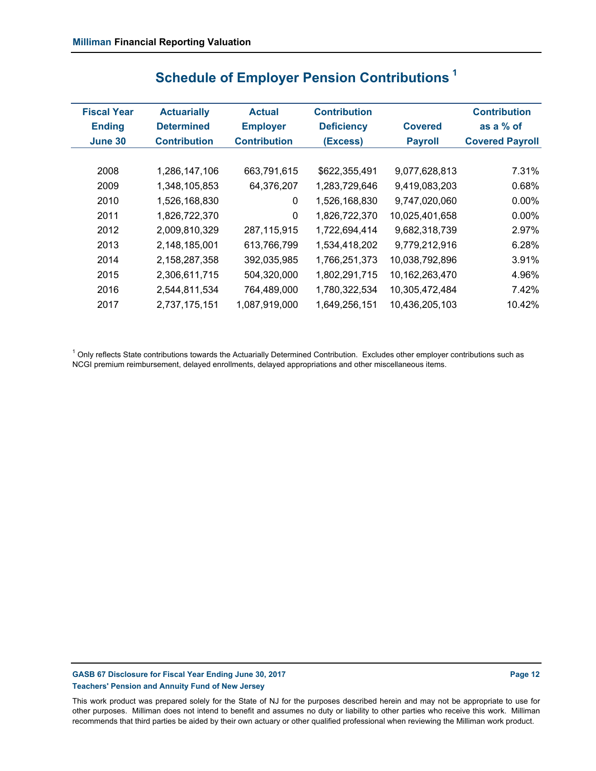# Schedule of Employer Pension Contributions [1]

| Fiscal Year Ending June 30 | Actuarially Determined Contribution | Actual Employer Contribution | Contribution Deficiency (Excess) | Covered Payroll | Contribution as a % of Covered Payroll |
|---|---|---|---|---|---|
| 2008 | 1,286,147,106 | 663,791,615 | $622,355,491 | 9,077,628,813 | 7.31% |
| 2009 | 1,348,105,853 | 64,376,207 | 1,283,729,646 | 9,419,083,203 | 0.68% |
| 2010 | 1,526,168,830 | 0 | 1,526,168,830 | 9,747,020,060 | 0.00% |
| 2011 | 1,826,722,370 | 0 | 1,826,722,370 | 10,025,401,658 | 0.00% |
| 2012 | 2,009,810,329 | 287,115,915 | 1,722,694,414 | 9,682,318,739 | 2.97% |
| 2013 | 2,148,185,001 | 613,766,799 | 1,534,418,202 | 9,779,212,916 | 6.28% |
| 2014 | 2,158,287,358 | 392,035,985 | 1,766,251,373 | 10,038,792,896 | 3.91% |
| 2015 | 2,306,611,715 | 504,320,000 | 1,802,291,715 | 10,162,263,470 | 4.96% |
| 2016 | 2,544,811,534 | 764,489,000 | 1,780,322,534 | 10,305,472,484 | 7.42% |
| 2017 | 2,737,175,151 | 1,087,919,000 | 1,649,256,151 | 10,436,205,103 | 10.42% |

[1] Only reflects State contributions towards the Actuarially Determined Contribution. Excludes other employer contributions such as NCGI premium reimbursement, delayed enrollments, delayed appropriations and other miscellaneous items.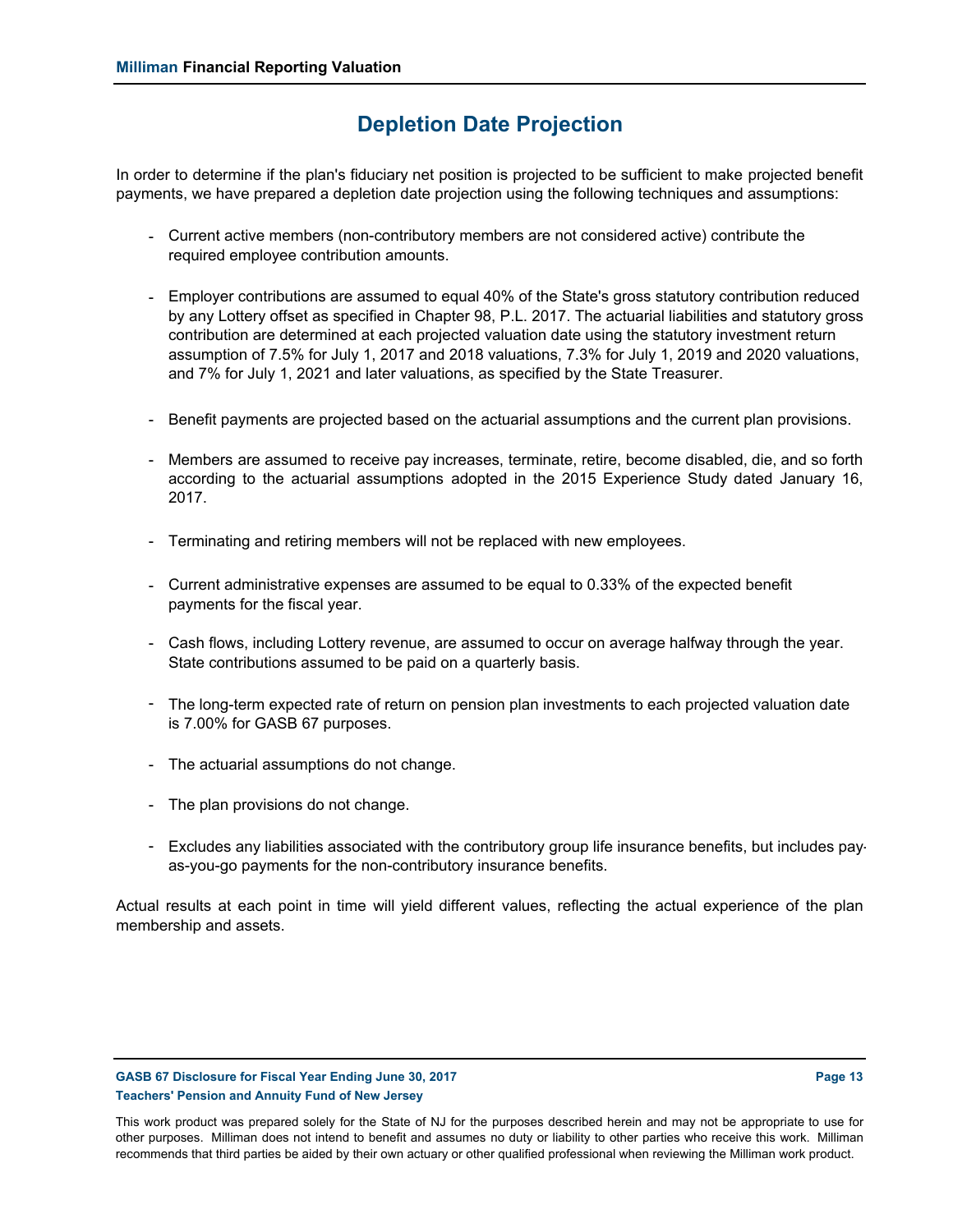# Depletion Date Projection

In order to determine if the plan's fiduciary net position is projected to be sufficient to make projected benefit payments, we have prepared a depletion date projection using the following techniques and assumptions:

- Current active members (non-contributory members are not considered active) contribute the required employee contribution amounts.

- Employer contributions are assumed to equal 40% of the State's gross statutory contribution reduced by any Lottery offset as specified in Chapter 98, P.L. 2017. The actuarial liabilities and statutory gross contribution are determined at each projected valuation date using the statutory investment return assumption of 7.5% for July 1, 2017 and 2018 valuations, 7.3% for July 1, 2019 and 2020 valuations, and 7% for July 1, 2021 and later valuations, as specified by the State Treasurer.

- Benefit payments are projected based on the actuarial assumptions and the current plan provisions.

- Members are assumed to receive pay increases, terminate, retire, become disabled, die, and so forth according to the actuarial assumptions adopted in the 2015 Experience Study dated January 16, 2017.

- Terminating and retiring members will not be replaced with new employees.

- Current administrative expenses are assumed to be equal to 0.33% of the expected benefit payments for the fiscal year.

- Cash flows, including Lottery revenue, are assumed to occur on average halfway through the year. State contributions assumed to be paid on a quarterly basis.

- The long-term expected rate of return on pension plan investments to each projected valuation date is 7.00% for GASB 67 purposes.

- The actuarial assumptions do not change.

- The plan provisions do not change.

- Excludes any liabilities associated with the contributory group life insurance benefits, but includes pay-as-you-go payments for the non-contributory insurance benefits.

Actual results at each point in time will yield different values, reflecting the actual experience of the plan membership and assets.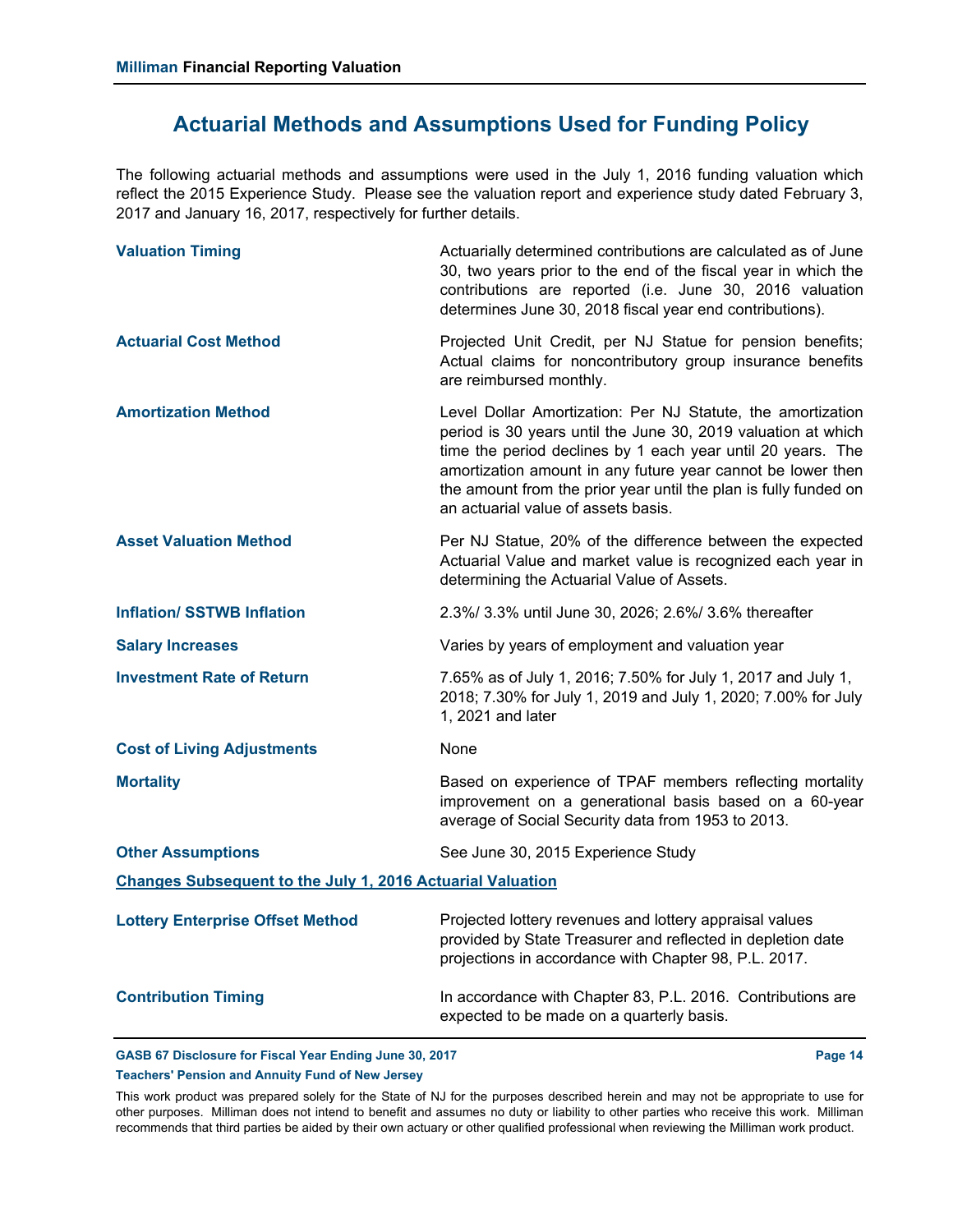# Actuarial Methods and Assumptions Used for Funding Policy

The following actuarial methods and assumptions were used in the July 1, 2016 funding valuation which reflect the 2015 Experience Study. Please see the valuation report and experience study dated February 3, 2017 and January 16, 2017, respectively for further details.

| | |
|---|---|
| **Valuation Timing** | Actuarially determined contributions are calculated as of June 30, two years prior to the end of the fiscal year in which the contributions are reported (i.e. June 30, 2016 valuation determines June 30, 2018 fiscal year end contributions). |
| **Actuarial Cost Method** | Projected Unit Credit, per NJ Statue for pension benefits; Actual claims for noncontributory group insurance benefits are reimbursed monthly. |
| **Amortization Method** | Level Dollar Amortization: Per NJ Statute, the amortization period is 30 years until the June 30, 2019 valuation at which time the period declines by 1 each year until 20 years. The amortization amount in any future year cannot be lower then the amount from the prior year until the plan is fully funded on an actuarial value of assets basis. |
| **Asset Valuation Method** | Per NJ Statue, 20% of the difference between the expected Actuarial Value and market value is recognized each year in determining the Actuarial Value of Assets. |
| **Inflation/ SSTWB Inflation** | 2.3%/ 3.3% until June 30, 2026; 2.6%/ 3.6% thereafter |
| **Salary Increases** | Varies by years of employment and valuation year |
| **Investment Rate of Return** | 7.65% as of July 1, 2016; 7.50% for July 1, 2017 and July 1, 2018; 7.30% for July 1, 2019 and July 1, 2020; 7.00% for July 1, 2021 and later |
| **Cost of Living Adjustments** | None |
| **Mortality** | Based on experience of TPAF members reflecting mortality improvement on a generational basis based on a 60-year average of Social Security data from 1953 to 2013. |
| **Other Assumptions** | See June 30, 2015 Experience Study |

**Changes Subsequent to the July 1, 2016 Actuarial Valuation**

| | |
|---|---|
| **Lottery Enterprise Offset Method** | Projected lottery revenues and lottery appraisal values provided by State Treasurer and reflected in depletion date projections in accordance with Chapter 98, P.L. 2017. |
| **Contribution Timing** | In accordance with Chapter 83, P.L. 2016. Contributions are expected to be made on a quarterly basis. |

This work product was prepared solely for the State of NJ for the purposes described herein and may not be appropriate to use for other purposes. Milliman does not intend to benefit and assumes no duty or liability to other parties who receive this work. Milliman recommends that third parties be aided by their own actuary or other qualified professional when reviewing the Milliman work product.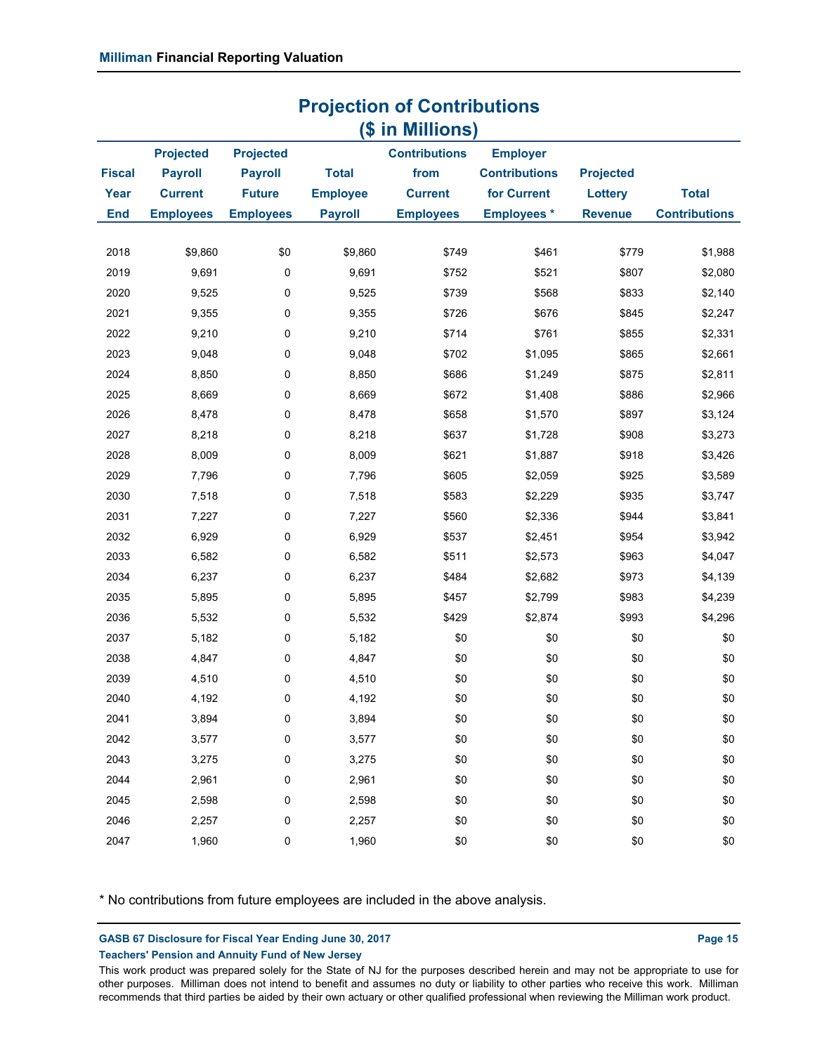## Projection of Contributions
## ($ in Millions)

| Fiscal Year End | Projected Payroll Current Employees | Projected Payroll Future Employees | Total Employee Payroll | Contributions from Current Employees | Employer Contributions for Current Employees * | Projected Lottery Revenue | Total Contributions |
|---|---|---|---|---|---|---|---|
| 2018 | $9,860 | $0 | $9,860 | $749 | $461 | $779 | $1,988 |
| 2019 | 9,691 | 0 | 9,691 | $752 | $521 | $807 | $2,080 |
| 2020 | 9,525 | 0 | 9,525 | $739 | $568 | $833 | $2,140 |
| 2021 | 9,355 | 0 | 9,355 | $726 | $676 | $845 | $2,247 |
| 2022 | 9,210 | 0 | 9,210 | $714 | $761 | $855 | $2,331 |
| 2023 | 9,048 | 0 | 9,048 | $702 | $1,095 | $865 | $2,661 |
| 2024 | 8,850 | 0 | 8,850 | $686 | $1,249 | $875 | $2,811 |
| 2025 | 8,669 | 0 | 8,669 | $672 | $1,408 | $886 | $2,966 |
| 2026 | 8,478 | 0 | 8,478 | $658 | $1,570 | $897 | $3,124 |
| 2027 | 8,218 | 0 | 8,218 | $637 | $1,728 | $908 | $3,273 |
| 2028 | 8,009 | 0 | 8,009 | $621 | $1,887 | $918 | $3,426 |
| 2029 | 7,796 | 0 | 7,796 | $605 | $2,059 | $925 | $3,589 |
| 2030 | 7,518 | 0 | 7,518 | $583 | $2,229 | $935 | $3,747 |
| 2031 | 7,227 | 0 | 7,227 | $560 | $2,336 | $944 | $3,841 |
| 2032 | 6,929 | 0 | 6,929 | $537 | $2,451 | $954 | $3,942 |
| 2033 | 6,582 | 0 | 6,582 | $511 | $2,573 | $963 | $4,047 |
| 2034 | 6,237 | 0 | 6,237 | $484 | $2,682 | $973 | $4,139 |
| 2035 | 5,895 | 0 | 5,895 | $457 | $2,799 | $983 | $4,239 |
| 2036 | 5,532 | 0 | 5,532 | $429 | $2,874 | $993 | $4,296 |
| 2037 | 5,182 | 0 | 5,182 | $0 | $0 | $0 | $0 |
| 2038 | 4,847 | 0 | 4,847 | $0 | $0 | $0 | $0 |
| 2039 | 4,510 | 0 | 4,510 | $0 | $0 | $0 | $0 |
| 2040 | 4,192 | 0 | 4,192 | $0 | $0 | $0 | $0 |
| 2041 | 3,894 | 0 | 3,894 | $0 | $0 | $0 | $0 |
| 2042 | 3,577 | 0 | 3,577 | $0 | $0 | $0 | $0 |
| 2043 | 3,275 | 0 | 3,275 | $0 | $0 | $0 | $0 |
| 2044 | 2,961 | 0 | 2,961 | $0 | $0 | $0 | $0 |
| 2045 | 2,598 | 0 | 2,598 | $0 | $0 | $0 | $0 |
| 2046 | 2,257 | 0 | 2,257 | $0 | $0 | $0 | $0 |
| 2047 | 1,960 | 0 | 1,960 | $0 | $0 | $0 | $0 |

* No contributions from future employees are included in the above analysis.

This work product was prepared solely for the State of NJ for the purposes described herein and may not be appropriate to use for other purposes. Milliman does not intend to benefit and assumes no duty or liability to other parties who receive this work. Milliman recommends that third parties be aided by their own actuary or other qualified professional when reviewing the Milliman work product.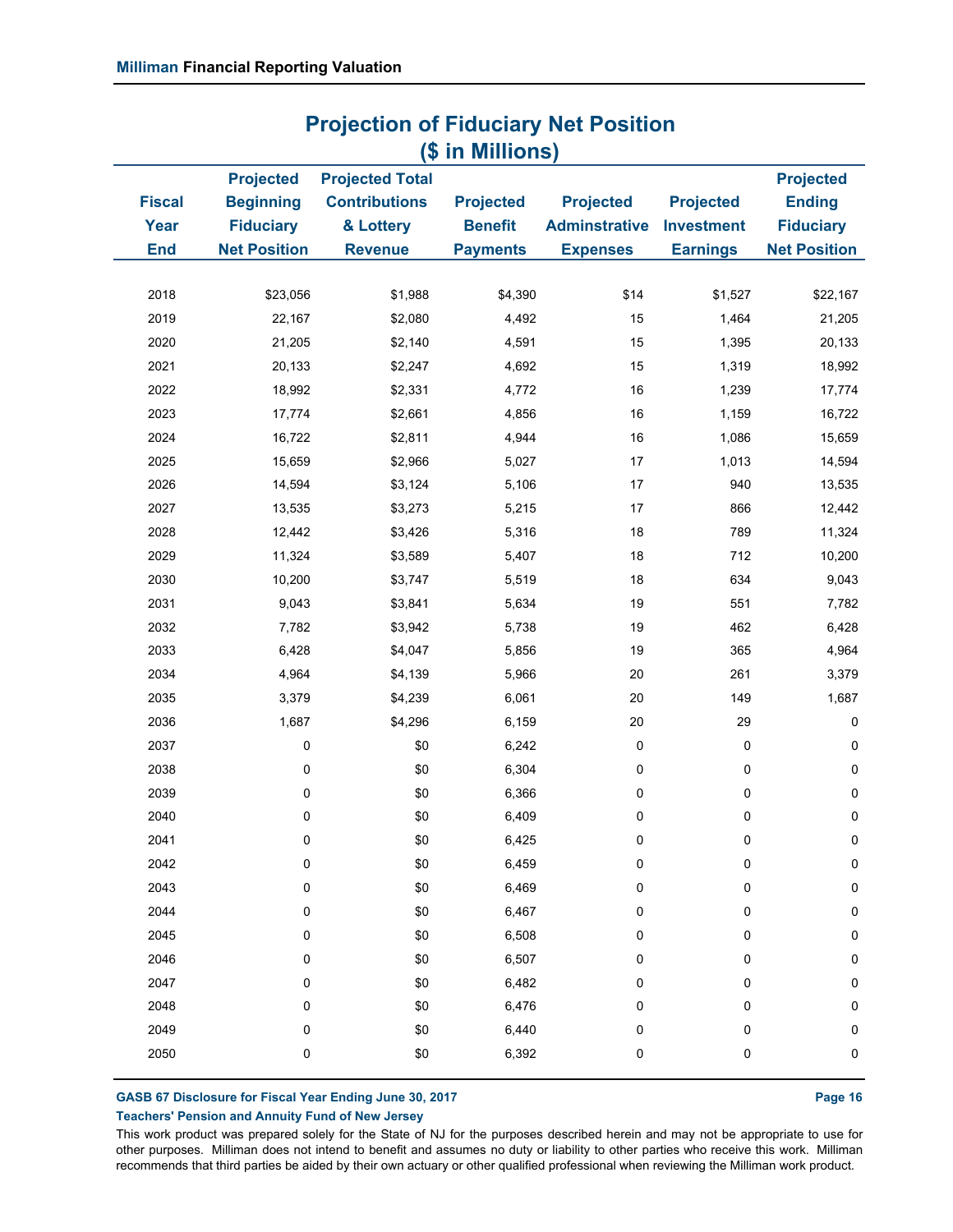## Projection of Fiduciary Net Position
## ($ in Millions)

| Fiscal Year End | Projected Beginning Fiduciary Net Position | Projected Total Contributions & Lottery Revenue | Projected Benefit Payments | Projected Adminstrative Expenses | Projected Investment Earnings | Projected Ending Fiduciary Net Position |
|---|---|---|---|---|---|---|
| 2018 | $23,056 | $1,988 | $4,390 | $14 | $1,527 | $22,167 |
| 2019 | 22,167 | $2,080 | 4,492 | 15 | 1,464 | 21,205 |
| 2020 | 21,205 | $2,140 | 4,591 | 15 | 1,395 | 20,133 |
| 2021 | 20,133 | $2,247 | 4,692 | 15 | 1,319 | 18,992 |
| 2022 | 18,992 | $2,331 | 4,772 | 16 | 1,239 | 17,774 |
| 2023 | 17,774 | $2,661 | 4,856 | 16 | 1,159 | 16,722 |
| 2024 | 16,722 | $2,811 | 4,944 | 16 | 1,086 | 15,659 |
| 2025 | 15,659 | $2,966 | 5,027 | 17 | 1,013 | 14,594 |
| 2026 | 14,594 | $3,124 | 5,106 | 17 | 940 | 13,535 |
| 2027 | 13,535 | $3,273 | 5,215 | 17 | 866 | 12,442 |
| 2028 | 12,442 | $3,426 | 5,316 | 18 | 789 | 11,324 |
| 2029 | 11,324 | $3,589 | 5,407 | 18 | 712 | 10,200 |
| 2030 | 10,200 | $3,747 | 5,519 | 18 | 634 | 9,043 |
| 2031 | 9,043 | $3,841 | 5,634 | 19 | 551 | 7,782 |
| 2032 | 7,782 | $3,942 | 5,738 | 19 | 462 | 6,428 |
| 2033 | 6,428 | $4,047 | 5,856 | 19 | 365 | 4,964 |
| 2034 | 4,964 | $4,139 | 5,966 | 20 | 261 | 3,379 |
| 2035 | 3,379 | $4,239 | 6,061 | 20 | 149 | 1,687 |
| 2036 | 1,687 | $4,296 | 6,159 | 20 | 29 | 0 |
| 2037 | 0 | $0 | 6,242 | 0 | 0 | 0 |
| 2038 | 0 | $0 | 6,304 | 0 | 0 | 0 |
| 2039 | 0 | $0 | 6,366 | 0 | 0 | 0 |
| 2040 | 0 | $0 | 6,409 | 0 | 0 | 0 |
| 2041 | 0 | $0 | 6,425 | 0 | 0 | 0 |
| 2042 | 0 | $0 | 6,459 | 0 | 0 | 0 |
| 2043 | 0 | $0 | 6,469 | 0 | 0 | 0 |
| 2044 | 0 | $0 | 6,467 | 0 | 0 | 0 |
| 2045 | 0 | $0 | 6,508 | 0 | 0 | 0 |
| 2046 | 0 | $0 | 6,507 | 0 | 0 | 0 |
| 2047 | 0 | $0 | 6,482 | 0 | 0 | 0 |
| 2048 | 0 | $0 | 6,476 | 0 | 0 | 0 |
| 2049 | 0 | $0 | 6,440 | 0 | 0 | 0 |
| 2050 | 0 | $0 | 6,392 | 0 | 0 | 0 |

This work product was prepared solely for the State of NJ for the purposes described herein and may not be appropriate to use for other purposes. Milliman does not intend to benefit and assumes no duty or liability to other parties who receive this work. Milliman recommends that third parties be aided by their own actuary or other qualified professional when reviewing the Milliman work product.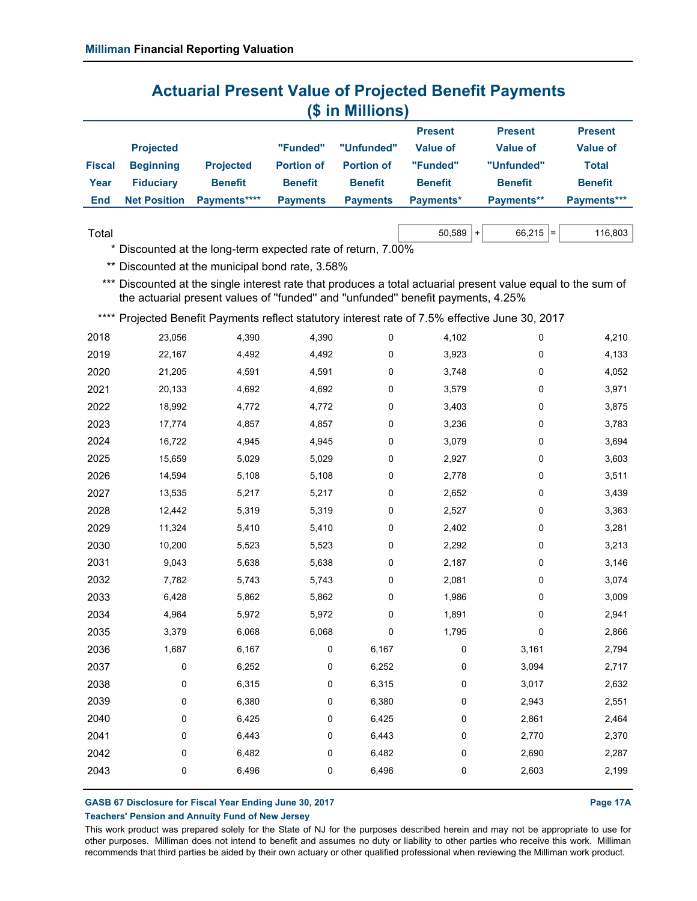# Actuarial Present Value of Projected Benefit Payments
## ($ in Millions)

| Fiscal Year End | Projected Beginning Fiduciary Net Position | Projected Benefit Payments**** | "Funded" Portion of Benefit Payments | "Unfunded" Portion of Benefit Payments | Present Value of "Funded" Benefit Payments* | Present Value of "Unfunded" Benefit Payments** | Present Value of Total Benefit Payments*** |
|---|---|---|---|---|---|---|---|
| Total | | | | | 50,589 + | 66,215 = | 116,803 |
| 2018 | 23,056 | 4,390 | 4,390 | 0 | 4,102 | 0 | 4,210 |
| 2019 | 22,167 | 4,492 | 4,492 | 0 | 3,923 | 0 | 4,133 |
| 2020 | 21,205 | 4,591 | 4,591 | 0 | 3,748 | 0 | 4,052 |
| 2021 | 20,133 | 4,692 | 4,692 | 0 | 3,579 | 0 | 3,971 |
| 2022 | 18,992 | 4,772 | 4,772 | 0 | 3,403 | 0 | 3,875 |
| 2023 | 17,774 | 4,857 | 4,857 | 0 | 3,236 | 0 | 3,783 |
| 2024 | 16,722 | 4,945 | 4,945 | 0 | 3,079 | 0 | 3,694 |
| 2025 | 15,659 | 5,029 | 5,029 | 0 | 2,927 | 0 | 3,603 |
| 2026 | 14,594 | 5,108 | 5,108 | 0 | 2,778 | 0 | 3,511 |
| 2027 | 13,535 | 5,217 | 5,217 | 0 | 2,652 | 0 | 3,439 |
| 2028 | 12,442 | 5,319 | 5,319 | 0 | 2,527 | 0 | 3,363 |
| 2029 | 11,324 | 5,410 | 5,410 | 0 | 2,402 | 0 | 3,281 |
| 2030 | 10,200 | 5,523 | 5,523 | 0 | 2,292 | 0 | 3,213 |
| 2031 | 9,043 | 5,638 | 5,638 | 0 | 2,187 | 0 | 3,146 |
| 2032 | 7,782 | 5,743 | 5,743 | 0 | 2,081 | 0 | 3,074 |
| 2033 | 6,428 | 5,862 | 5,862 | 0 | 1,986 | 0 | 3,009 |
| 2034 | 4,964 | 5,972 | 5,972 | 0 | 1,891 | 0 | 2,941 |
| 2035 | 3,379 | 6,068 | 6,068 | 0 | 1,795 | 0 | 2,866 |
| 2036 | 1,687 | 6,167 | 0 | 6,167 | 0 | 3,161 | 2,794 |
| 2037 | 0 | 6,252 | 0 | 6,252 | 0 | 3,094 | 2,717 |
| 2038 | 0 | 6,315 | 0 | 6,315 | 0 | 3,017 | 2,632 |
| 2039 | 0 | 6,380 | 0 | 6,380 | 0 | 2,943 | 2,551 |
| 2040 | 0 | 6,425 | 0 | 6,425 | 0 | 2,861 | 2,464 |
| 2041 | 0 | 6,443 | 0 | 6,443 | 0 | 2,770 | 2,370 |
| 2042 | 0 | 6,482 | 0 | 6,482 | 0 | 2,690 | 2,287 |
| 2043 | 0 | 6,496 | 0 | 6,496 | 0 | 2,603 | 2,199 |

\* Discounted at the long-term expected rate of return, 7.00%

** Discounted at the municipal bond rate, 3.58%

*** Discounted at the single interest rate that produces a total actuarial present value equal to the sum of the actuarial present values of "funded" and "unfunded" benefit payments, 4.25%

**** Projected Benefit Payments reflect statutory interest rate of 7.5% effective June 30, 2017

This work product was prepared solely for the State of NJ for the purposes described herein and may not be appropriate to use for other purposes. Milliman does not intend to benefit and assumes no duty or liability to other parties who receive this work. Milliman recommends that third parties be aided by their own actuary or other qualified professional when reviewing the Milliman work product.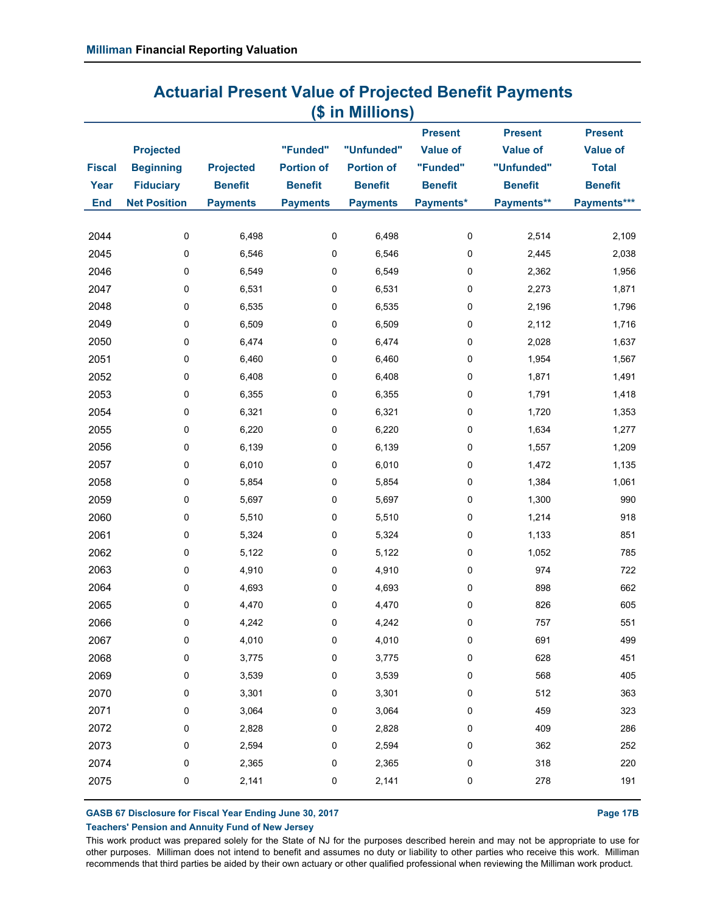## Actuarial Present Value of Projected Benefit Payments
## ($ in Millions)

| Fiscal Year End | Projected Beginning Fiduciary Net Position | Projected Benefit Payments | "Funded" Portion of Benefit Payments | "Unfunded" Portion of Benefit Payments | Present Value of "Funded" Benefit Payments* | Present Value of "Unfunded" Benefit Payments** | Present Value of Total Benefit Payments*** |
|---|---|---|---|---|---|---|---|
| 2044 | 0 | 6,498 | 0 | 6,498 | 0 | 2,514 | 2,109 |
| 2045 | 0 | 6,546 | 0 | 6,546 | 0 | 2,445 | 2,038 |
| 2046 | 0 | 6,549 | 0 | 6,549 | 0 | 2,362 | 1,956 |
| 2047 | 0 | 6,531 | 0 | 6,531 | 0 | 2,273 | 1,871 |
| 2048 | 0 | 6,535 | 0 | 6,535 | 0 | 2,196 | 1,796 |
| 2049 | 0 | 6,509 | 0 | 6,509 | 0 | 2,112 | 1,716 |
| 2050 | 0 | 6,474 | 0 | 6,474 | 0 | 2,028 | 1,637 |
| 2051 | 0 | 6,460 | 0 | 6,460 | 0 | 1,954 | 1,567 |
| 2052 | 0 | 6,408 | 0 | 6,408 | 0 | 1,871 | 1,491 |
| 2053 | 0 | 6,355 | 0 | 6,355 | 0 | 1,791 | 1,418 |
| 2054 | 0 | 6,321 | 0 | 6,321 | 0 | 1,720 | 1,353 |
| 2055 | 0 | 6,220 | 0 | 6,220 | 0 | 1,634 | 1,277 |
| 2056 | 0 | 6,139 | 0 | 6,139 | 0 | 1,557 | 1,209 |
| 2057 | 0 | 6,010 | 0 | 6,010 | 0 | 1,472 | 1,135 |
| 2058 | 0 | 5,854 | 0 | 5,854 | 0 | 1,384 | 1,061 |
| 2059 | 0 | 5,697 | 0 | 5,697 | 0 | 1,300 | 990 |
| 2060 | 0 | 5,510 | 0 | 5,510 | 0 | 1,214 | 918 |
| 2061 | 0 | 5,324 | 0 | 5,324 | 0 | 1,133 | 851 |
| 2062 | 0 | 5,122 | 0 | 5,122 | 0 | 1,052 | 785 |
| 2063 | 0 | 4,910 | 0 | 4,910 | 0 | 974 | 722 |
| 2064 | 0 | 4,693 | 0 | 4,693 | 0 | 898 | 662 |
| 2065 | 0 | 4,470 | 0 | 4,470 | 0 | 826 | 605 |
| 2066 | 0 | 4,242 | 0 | 4,242 | 0 | 757 | 551 |
| 2067 | 0 | 4,010 | 0 | 4,010 | 0 | 691 | 499 |
| 2068 | 0 | 3,775 | 0 | 3,775 | 0 | 628 | 451 |
| 2069 | 0 | 3,539 | 0 | 3,539 | 0 | 568 | 405 |
| 2070 | 0 | 3,301 | 0 | 3,301 | 0 | 512 | 363 |
| 2071 | 0 | 3,064 | 0 | 3,064 | 0 | 459 | 323 |
| 2072 | 0 | 2,828 | 0 | 2,828 | 0 | 409 | 286 |
| 2073 | 0 | 2,594 | 0 | 2,594 | 0 | 362 | 252 |
| 2074 | 0 | 2,365 | 0 | 2,365 | 0 | 318 | 220 |
| 2075 | 0 | 2,141 | 0 | 2,141 | 0 | 278 | 191 |

**GASB 67 Disclosure for Fiscal Year Ending June 30, 2017**

**Teachers' Pension and Annuity Fund of New Jersey**

This work product was prepared solely for the State of NJ for the purposes described herein and may not be appropriate to use for other purposes. Milliman does not intend to benefit and assumes no duty or liability to other parties who receive this work. Milliman recommends that third parties be aided by their own actuary or other qualified professional when reviewing the Milliman work product.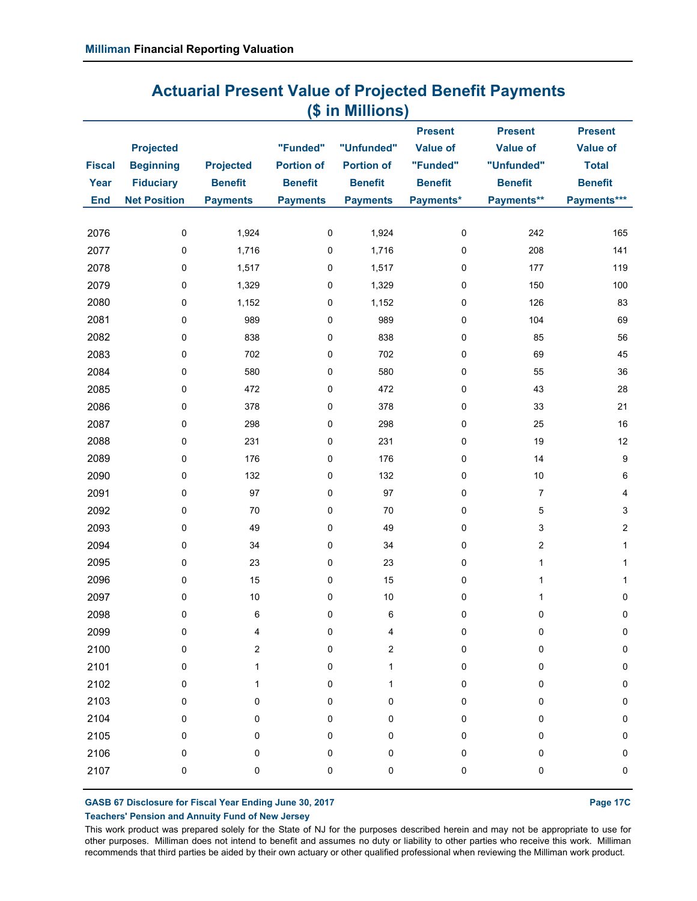## Actuarial Present Value of Projected Benefit Payments
## ($ in Millions)

| Fiscal Year End | Projected Beginning Fiduciary Net Position | Projected Benefit Payments | "Funded" Portion of Benefit Payments | "Unfunded" Portion of Benefit Payments | Present Value of "Funded" Benefit Payments* | Present Value of "Unfunded" Benefit Payments** | Present Value of Total Benefit Payments*** |
|---|---|---|---|---|---|---|---|
| 2076 | 0 | 1,924 | 0 | 1,924 | 0 | 242 | 165 |
| 2077 | 0 | 1,716 | 0 | 1,716 | 0 | 208 | 141 |
| 2078 | 0 | 1,517 | 0 | 1,517 | 0 | 177 | 119 |
| 2079 | 0 | 1,329 | 0 | 1,329 | 0 | 150 | 100 |
| 2080 | 0 | 1,152 | 0 | 1,152 | 0 | 126 | 83 |
| 2081 | 0 | 989 | 0 | 989 | 0 | 104 | 69 |
| 2082 | 0 | 838 | 0 | 838 | 0 | 85 | 56 |
| 2083 | 0 | 702 | 0 | 702 | 0 | 69 | 45 |
| 2084 | 0 | 580 | 0 | 580 | 0 | 55 | 36 |
| 2085 | 0 | 472 | 0 | 472 | 0 | 43 | 28 |
| 2086 | 0 | 378 | 0 | 378 | 0 | 33 | 21 |
| 2087 | 0 | 298 | 0 | 298 | 0 | 25 | 16 |
| 2088 | 0 | 231 | 0 | 231 | 0 | 19 | 12 |
| 2089 | 0 | 176 | 0 | 176 | 0 | 14 | 9 |
| 2090 | 0 | 132 | 0 | 132 | 0 | 10 | 6 |
| 2091 | 0 | 97 | 0 | 97 | 0 | 7 | 4 |
| 2092 | 0 | 70 | 0 | 70 | 0 | 5 | 3 |
| 2093 | 0 | 49 | 0 | 49 | 0 | 3 | 2 |
| 2094 | 0 | 34 | 0 | 34 | 0 | 2 | 1 |
| 2095 | 0 | 23 | 0 | 23 | 0 | 1 | 1 |
| 2096 | 0 | 15 | 0 | 15 | 0 | 1 | 1 |
| 2097 | 0 | 10 | 0 | 10 | 0 | 1 | 0 |
| 2098 | 0 | 6 | 0 | 6 | 0 | 0 | 0 |
| 2099 | 0 | 4 | 0 | 4 | 0 | 0 | 0 |
| 2100 | 0 | 2 | 0 | 2 | 0 | 0 | 0 |
| 2101 | 0 | 1 | 0 | 1 | 0 | 0 | 0 |
| 2102 | 0 | 1 | 0 | 1 | 0 | 0 | 0 |
| 2103 | 0 | 0 | 0 | 0 | 0 | 0 | 0 |
| 2104 | 0 | 0 | 0 | 0 | 0 | 0 | 0 |
| 2105 | 0 | 0 | 0 | 0 | 0 | 0 | 0 |
| 2106 | 0 | 0 | 0 | 0 | 0 | 0 | 0 |
| 2107 | 0 | 0 | 0 | 0 | 0 | 0 | 0 |

This work product was prepared solely for the State of NJ for the purposes described herein and may not be appropriate to use for other purposes. Milliman does not intend to benefit and assumes no duty or liability to other parties who receive this work. Milliman recommends that third parties be aided by their own actuary or other qualified professional when reviewing the Milliman work product.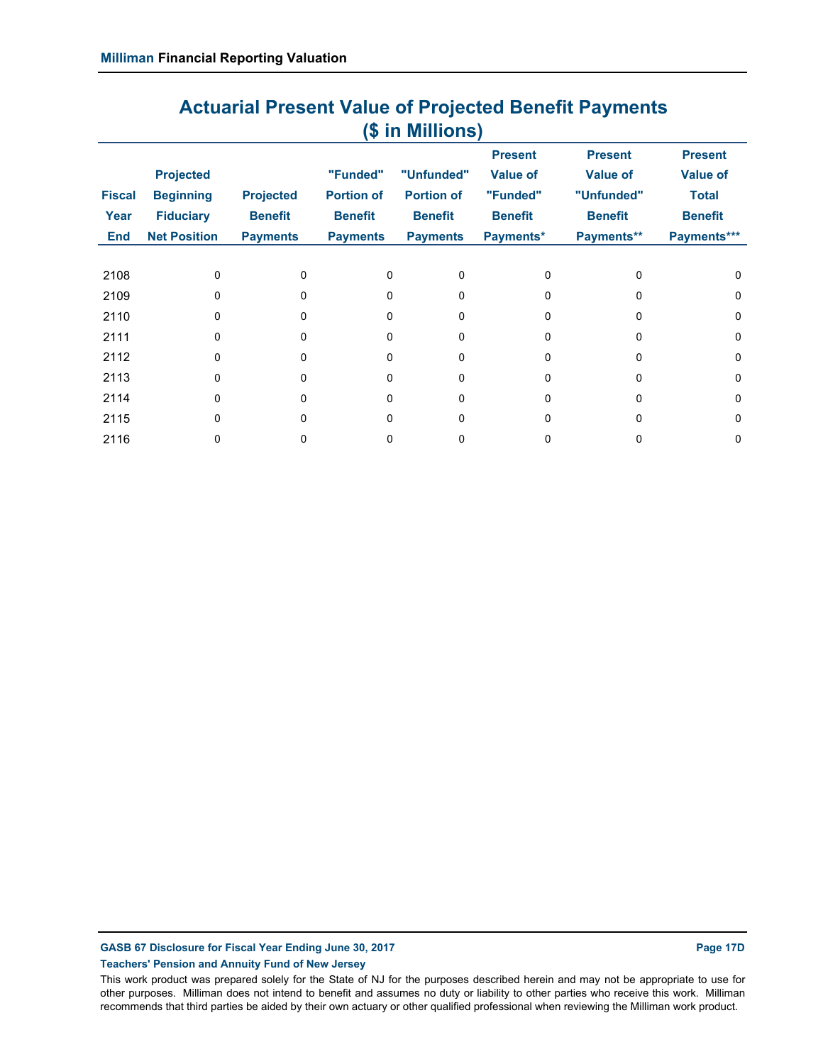# Actuarial Present Value of Projected Benefit Payments
## ($ in Millions)

| Fiscal Year End | Projected Beginning Fiduciary Net Position | Projected Benefit Payments | "Funded" Portion of Benefit Payments | "Unfunded" Portion of Benefit Payments | Present Value of "Funded" Benefit Payments* | Present Value of "Unfunded" Benefit Payments** | Present Value of Total Benefit Payments*** |
|---|---|---|---|---|---|---|---|
| 2108 | 0 | 0 | 0 | 0 | 0 | 0 | 0 |
| 2109 | 0 | 0 | 0 | 0 | 0 | 0 | 0 |
| 2110 | 0 | 0 | 0 | 0 | 0 | 0 | 0 |
| 2111 | 0 | 0 | 0 | 0 | 0 | 0 | 0 |
| 2112 | 0 | 0 | 0 | 0 | 0 | 0 | 0 |
| 2113 | 0 | 0 | 0 | 0 | 0 | 0 | 0 |
| 2114 | 0 | 0 | 0 | 0 | 0 | 0 | 0 |
| 2115 | 0 | 0 | 0 | 0 | 0 | 0 | 0 |
| 2116 | 0 | 0 | 0 | 0 | 0 | 0 | 0 |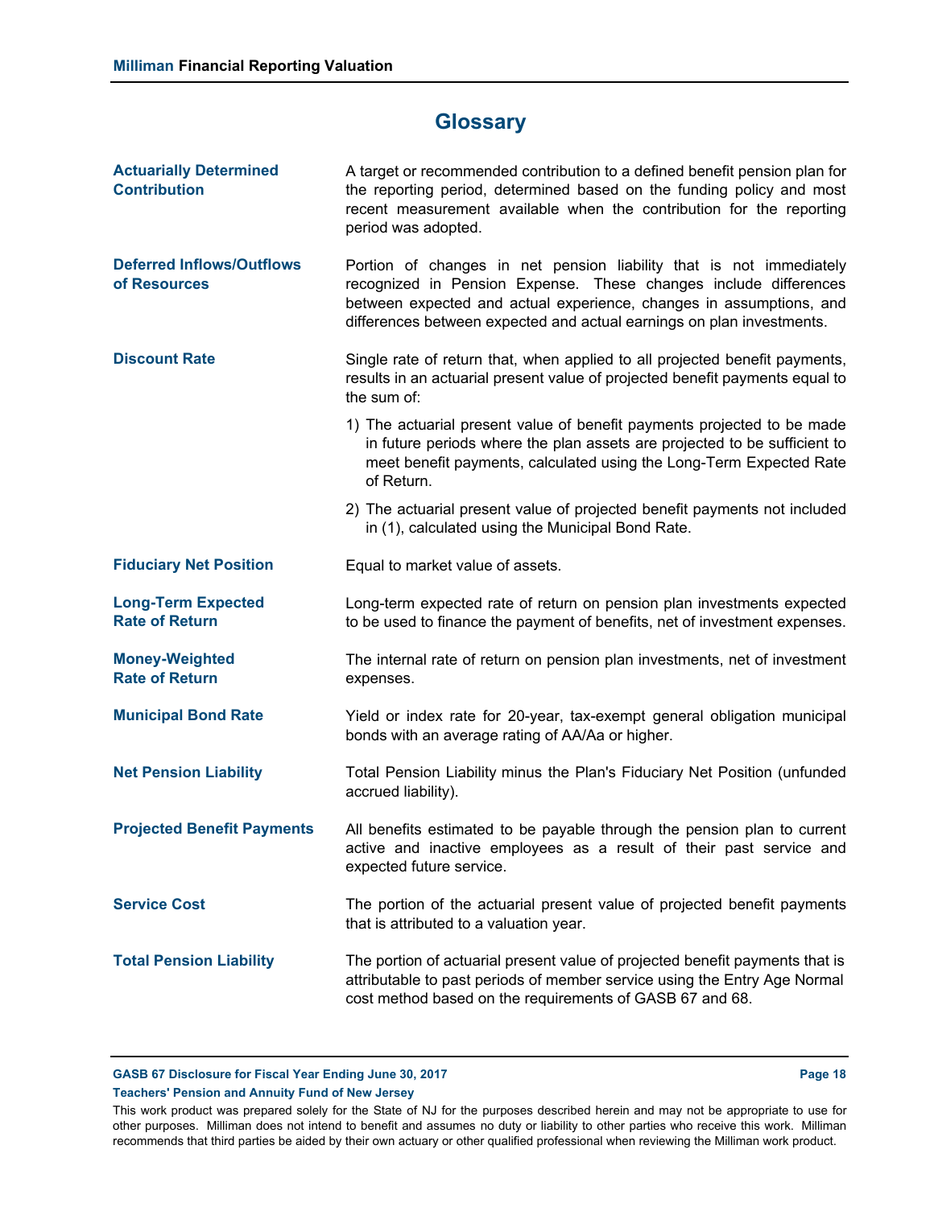# Glossary

**Actuarially Determined Contribution**

A target or recommended contribution to a defined benefit pension plan for the reporting period, determined based on the funding policy and most recent measurement available when the contribution for the reporting period was adopted.

**Deferred Inflows/Outflows of Resources**

Portion of changes in net pension liability that is not immediately recognized in Pension Expense. These changes include differences between expected and actual experience, changes in assumptions, and differences between expected and actual earnings on plan investments.

**Discount Rate**

Single rate of return that, when applied to all projected benefit payments, results in an actuarial present value of projected benefit payments equal to the sum of:

1) The actuarial present value of benefit payments projected to be made in future periods where the plan assets are projected to be sufficient to meet benefit payments, calculated using the Long-Term Expected Rate of Return.
2) The actuarial present value of projected benefit payments not included in (1), calculated using the Municipal Bond Rate.

**Fiduciary Net Position**

Equal to market value of assets.

**Long-Term Expected Rate of Return**

Long-term expected rate of return on pension plan investments expected to be used to finance the payment of benefits, net of investment expenses.

**Money-Weighted Rate of Return**

The internal rate of return on pension plan investments, net of investment expenses.

**Municipal Bond Rate**

Yield or index rate for 20-year, tax-exempt general obligation municipal bonds with an average rating of AA/Aa or higher.

**Net Pension Liability**

Total Pension Liability minus the Plan's Fiduciary Net Position (unfunded accrued liability).

**Projected Benefit Payments**

All benefits estimated to be payable through the pension plan to current active and inactive employees as a result of their past service and expected future service.

**Service Cost**

The portion of the actuarial present value of projected benefit payments that is attributed to a valuation year.

**Total Pension Liability**

The portion of actuarial present value of projected benefit payments that is attributable to past periods of member service using the Entry Age Normal cost method based on the requirements of GASB 67 and 68.

This work product was prepared solely for the State of NJ for the purposes described herein and may not be appropriate to use for other purposes. Milliman does not intend to benefit and assumes no duty or liability to other parties who receive this work. Milliman recommends that third parties be aided by their own actuary or other qualified professional when reviewing the Milliman work product.